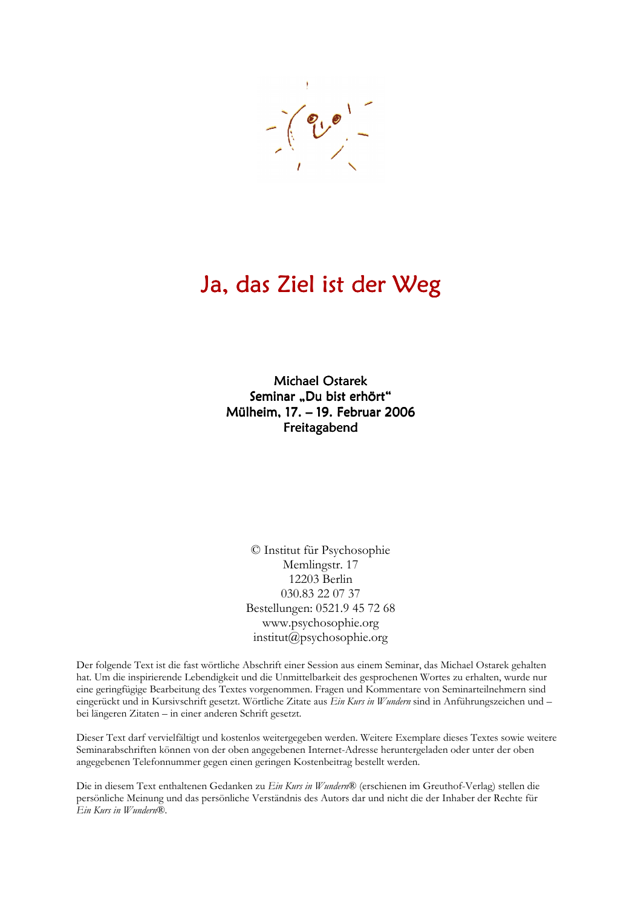# Ja, das Ziel ist der Weg

Michael Ostarek
Seminar „Du bist erhört"
Mülheim, 17. – 19. Februar 2006
Freitagabend

© Institut für Psychosophie
Memlingstr. 17
12203 Berlin
030.83 22 07 37
Bestellungen: 0521.9 45 72 68
www.psychosophie.org
institut@psychosophie.org

Der folgende Text ist die fast wörtliche Abschrift einer Session aus einem Seminar, das Michael Ostarek gehalten hat. Um die inspirierende Lebendigkeit und die Unmittelbarkeit des gesprochenen Wortes zu erhalten, wurde nur eine geringfügige Bearbeitung des Textes vorgenommen. Fragen und Kommentare von Seminarteilnehmern sind eingerückt und in Kursivschrift gesetzt. Wörtliche Zitate aus *Ein Kurs in Wundern* sind in Anführungszeichen und – bei längeren Zitaten – in einer anderen Schrift gesetzt.

Dieser Text darf vervielfältigt und kostenlos weitergegeben werden. Weitere Exemplare dieses Textes sowie weitere Seminarabschriften können von der oben angegebenen Internet-Adresse heruntergeladen oder unter der oben angegebenen Telefonnummer gegen einen geringen Kostenbeitrag bestellt werden.

Die in diesem Text enthaltenen Gedanken zu *Ein Kurs in Wundern*® (erschienen im Greuthof-Verlag) stellen die persönliche Meinung und das persönliche Verständnis des Autors dar und nicht die der Inhaber der Rechte für *Ein Kurs in Wundern*®.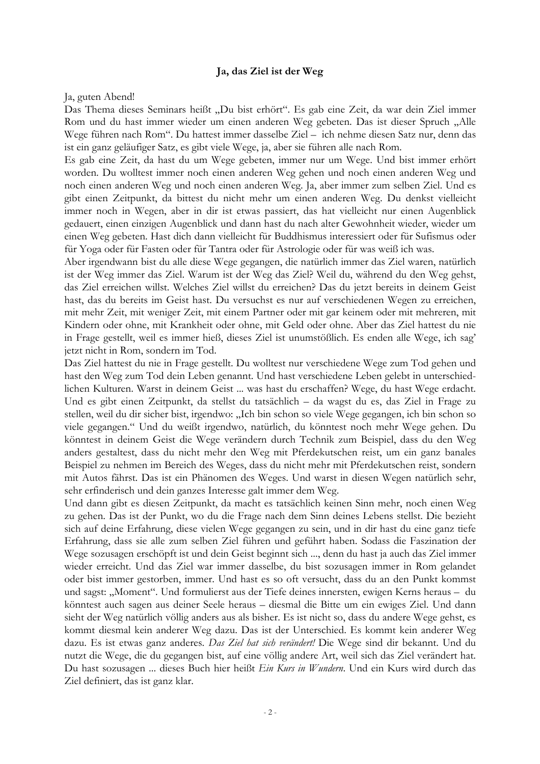## Ja, das Ziel ist der Weg

Ja, guten Abend!

Das Thema dieses Seminars heißt „Du bist erhört". Es gab eine Zeit, da war dein Ziel immer Rom und du hast immer wieder um einen anderen Weg gebeten. Das ist dieser Spruch „Alle Wege führen nach Rom". Du hattest immer dasselbe Ziel – ich nehme diesen Satz nur, denn das ist ein ganz geläufiger Satz, es gibt viele Wege, ja, aber sie führen alle nach Rom.

Es gab eine Zeit, da hast du um Wege gebeten, immer nur um Wege. Und bist immer erhört worden. Du wolltest immer noch einen anderen Weg gehen und noch einen anderen Weg und noch einen anderen Weg und noch einen anderen Weg. Ja, aber immer zum selben Ziel. Und es gibt einen Zeitpunkt, da bittest du nicht mehr um einen anderen Weg. Du denkst vielleicht immer noch in Wegen, aber in dir ist etwas passiert, das hat vielleicht nur einen Augenblick gedauert, einen einzigen Augenblick und dann hast du nach alter Gewohnheit wieder, wieder um einen Weg gebeten. Hast dich dann vielleicht für Buddhismus interessiert oder für Sufismus oder für Yoga oder für Fasten oder für Tantra oder für Astrologie oder für was weiß ich was.

Aber irgendwann bist du alle diese Wege gegangen, die natürlich immer das Ziel waren, natürlich ist der Weg immer das Ziel. Warum ist der Weg das Ziel? Weil du, während du den Weg gehst, das Ziel erreichen willst. Welches Ziel willst du erreichen? Das du jetzt bereits in deinem Geist hast, das du bereits im Geist hast. Du versuchst es nur auf verschiedenen Wegen zu erreichen, mit mehr Zeit, mit weniger Zeit, mit einem Partner oder mit gar keinem oder mit mehreren, mit Kindern oder ohne, mit Krankheit oder ohne, mit Geld oder ohne. Aber das Ziel hattest du nie in Frage gestellt, weil es immer hieß, dieses Ziel ist unumstößlich. Es enden alle Wege, ich sag' jetzt nicht in Rom, sondern im Tod.

Das Ziel hattest du nie in Frage gestellt. Du wolltest nur verschiedene Wege zum Tod gehen und hast den Weg zum Tod dein Leben genannt. Und hast verschiedene Leben gelebt in unterschiedlichen Kulturen. Warst in deinem Geist ... was hast du erschaffen? Wege, du hast Wege erdacht. Und es gibt einen Zeitpunkt, da stellst du tatsächlich – da wagst du es, das Ziel in Frage zu stellen, weil du dir sicher bist, irgendwo: „Ich bin schon so viele Wege gegangen, ich bin schon so viele gegangen." Und du weißt irgendwo, natürlich, du könntest noch mehr Wege gehen. Du könntest in deinem Geist die Wege verändern durch Technik zum Beispiel, dass du den Weg anders gestaltest, dass du nicht mehr den Weg mit Pferdekutschen reist, um ein ganz banales Beispiel zu nehmen im Bereich des Weges, dass du nicht mehr mit Pferdekutschen reist, sondern mit Autos fährst. Das ist ein Phänomen des Weges. Und warst in diesen Wegen natürlich sehr, sehr erfinderisch und dein ganzes Interesse galt immer dem Weg.

Und dann gibt es diesen Zeitpunkt, da macht es tatsächlich keinen Sinn mehr, noch einen Weg zu gehen. Das ist der Punkt, wo du die Frage nach dem Sinn deines Lebens stellst. Die bezieht sich auf deine Erfahrung, diese vielen Wege gegangen zu sein, und in dir hast du eine ganz tiefe Erfahrung, dass sie alle zum selben Ziel führen und geführt haben. Sodass die Faszination der Wege sozusagen erschöpft ist und dein Geist beginnt sich ..., denn du hast ja auch das Ziel immer wieder erreicht. Und das Ziel war immer dasselbe, du bist sozusagen immer in Rom gelandet oder bist immer gestorben, immer. Und hast es so oft versucht, dass du an den Punkt kommst und sagst: „Moment". Und formulierst aus der Tiefe deines innersten, ewigen Kerns heraus – du könntest auch sagen aus deiner Seele heraus – diesmal die Bitte um ein ewiges Ziel. Und dann sieht der Weg natürlich völlig anders aus als bisher. Es ist nicht so, dass du andere Wege gehst, es kommt diesmal kein anderer Weg dazu. Das ist der Unterschied. Es kommt kein anderer Weg dazu. Es ist etwas ganz anderes. *Das Ziel hat sich verändert!* Die Wege sind dir bekannt. Und du nutzt die Wege, die du gegangen bist, auf eine völlig andere Art, weil sich das Ziel verändert hat. Du hast sozusagen ... dieses Buch hier heißt *Ein Kurs in Wundern*. Und ein Kurs wird durch das Ziel definiert, das ist ganz klar.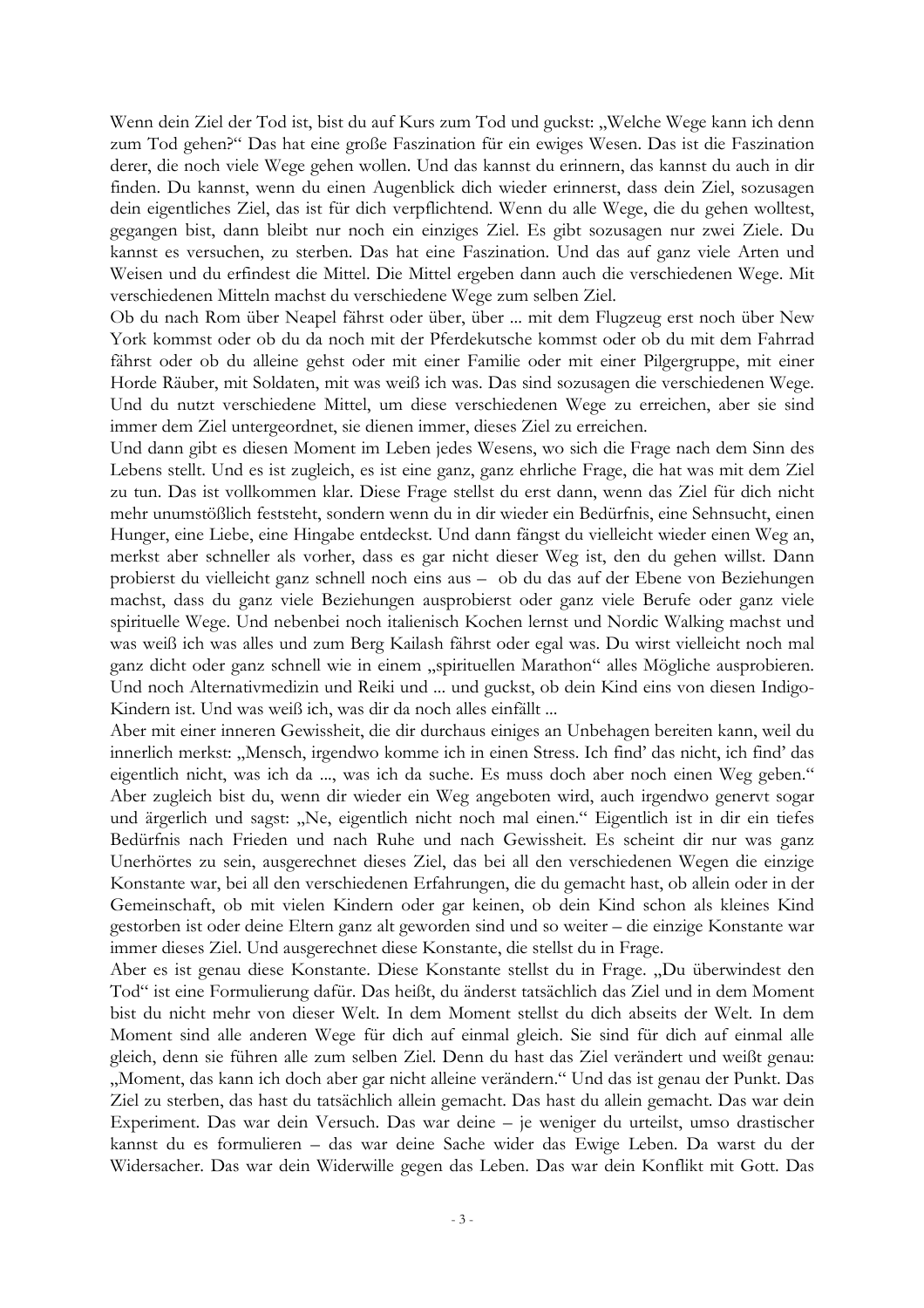Wenn dein Ziel der Tod ist, bist du auf Kurs zum Tod und guckst: „Welche Wege kann ich denn zum Tod gehen?" Das hat eine große Faszination für ein ewiges Wesen. Das ist die Faszination derer, die noch viele Wege gehen wollen. Und das kannst du erinnern, das kannst du auch in dir finden. Du kannst, wenn du einen Augenblick dich wieder erinnerst, dass dein Ziel, sozusagen dein eigentliches Ziel, das ist für dich verpflichtend. Wenn du alle Wege, die du gehen wolltest, gegangen bist, dann bleibt nur noch ein einziges Ziel. Es gibt sozusagen nur zwei Ziele. Du kannst es versuchen, zu sterben. Das hat eine Faszination. Und das auf ganz viele Arten und Weisen und du erfindest die Mittel. Die Mittel ergeben dann auch die verschiedenen Wege. Mit verschiedenen Mitteln machst du verschiedene Wege zum selben Ziel.

Ob du nach Rom über Neapel fährst oder über, über ... mit dem Flugzeug erst noch über New York kommst oder ob du da noch mit der Pferdekutsche kommst oder ob du mit dem Fahrrad fährst oder ob du alleine gehst oder mit einer Familie oder mit einer Pilgergruppe, mit einer Horde Räuber, mit Soldaten, mit was weiß ich was. Das sind sozusagen die verschiedenen Wege. Und du nutzt verschiedene Mittel, um diese verschiedenen Wege zu erreichen, aber sie sind immer dem Ziel untergeordnet, sie dienen immer, dieses Ziel zu erreichen.

Und dann gibt es diesen Moment im Leben jedes Wesens, wo sich die Frage nach dem Sinn des Lebens stellt. Und es ist zugleich, es ist eine ganz, ganz ehrliche Frage, die hat was mit dem Ziel zu tun. Das ist vollkommen klar. Diese Frage stellst du erst dann, wenn das Ziel für dich nicht mehr unumstößlich feststeht, sondern wenn du in dir wieder ein Bedürfnis, eine Sehnsucht, einen Hunger, eine Liebe, eine Hingabe entdeckst. Und dann fängst du vielleicht wieder einen Weg an, merkst aber schneller als vorher, dass es gar nicht dieser Weg ist, den du gehen willst. Dann probierst du vielleicht ganz schnell noch eins aus – ob du das auf der Ebene von Beziehungen machst, dass du ganz viele Beziehungen ausprobierst oder ganz viele Berufe oder ganz viele spirituelle Wege. Und nebenbei noch italienisch Kochen lernst und Nordic Walking machst und was weiß ich was alles und zum Berg Kailash fährst oder egal was. Du wirst vielleicht noch mal ganz dicht oder ganz schnell wie in einem „spirituellen Marathon" alles Mögliche ausprobieren. Und noch Alternativmedizin und Reiki und ... und guckst, ob dein Kind eins von diesen Indigo-Kindern ist. Und was weiß ich, was dir da noch alles einfällt ...

Aber mit einer inneren Gewissheit, die dir durchaus einiges an Unbehagen bereiten kann, weil du innerlich merkst: „Mensch, irgendwo komme ich in einen Stress. Ich find' das nicht, ich find' das eigentlich nicht, was ich da ..., was ich da suche. Es muss doch aber noch einen Weg geben." Aber zugleich bist du, wenn dir wieder ein Weg angeboten wird, auch irgendwo genervt sogar und ärgerlich und sagst: „Ne, eigentlich nicht noch mal einen." Eigentlich ist in dir ein tiefes Bedürfnis nach Frieden und nach Ruhe und nach Gewissheit. Es scheint dir nur was ganz Unerhörtes zu sein, ausgerechnet dieses Ziel, das bei all den verschiedenen Wegen die einzige Konstante war, bei all den verschiedenen Erfahrungen, die du gemacht hast, ob allein oder in der Gemeinschaft, ob mit vielen Kindern oder gar keinen, ob dein Kind schon als kleines Kind gestorben ist oder deine Eltern ganz alt geworden sind und so weiter – die einzige Konstante war immer dieses Ziel. Und ausgerechnet diese Konstante, die stellst du in Frage.

Aber es ist genau diese Konstante. Diese Konstante stellst du in Frage. „Du überwindest den Tod" ist eine Formulierung dafür. Das heißt, du änderst tatsächlich das Ziel und in dem Moment bist du nicht mehr von dieser Welt. In dem Moment stellst du dich abseits der Welt. In dem Moment sind alle anderen Wege für dich auf einmal gleich. Sie sind für dich auf einmal alle gleich, denn sie führen alle zum selben Ziel. Denn du hast das Ziel verändert und weißt genau: „Moment, das kann ich doch aber gar nicht alleine verändern." Und das ist genau der Punkt. Das Ziel zu sterben, das hast du tatsächlich allein gemacht. Das hast du allein gemacht. Das war dein Experiment. Das war dein Versuch. Das war deine – je weniger du urteilst, umso drastischer kannst du es formulieren – das war deine Sache wider das Ewige Leben. Da warst du der Widersacher. Das war dein Widerwille gegen das Leben. Das war dein Konflikt mit Gott. Das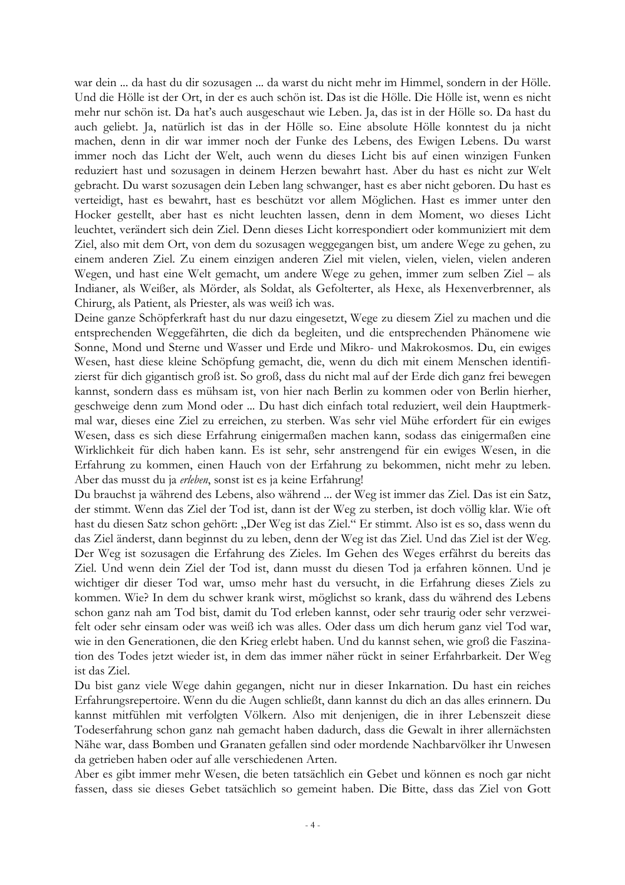war dein ... da hast du dir sozusagen ... da warst du nicht mehr im Himmel, sondern in der Hölle. Und die Hölle ist der Ort, in der es auch schön ist. Das ist die Hölle. Die Hölle ist, wenn es nicht mehr nur schön ist. Da hat's auch ausgeschaut wie Leben. Ja, das ist in der Hölle so. Da hast du auch geliebt. Ja, natürlich ist das in der Hölle so. Eine absolute Hölle konntest du ja nicht machen, denn in dir war immer noch der Funke des Lebens, des Ewigen Lebens. Du warst immer noch das Licht der Welt, auch wenn du dieses Licht bis auf einen winzigen Funken reduziert hast und sozusagen in deinem Herzen bewahrt hast. Aber du hast es nicht zur Welt gebracht. Du warst sozusagen dein Leben lang schwanger, hast es aber nicht geboren. Du hast es verteidigt, hast es bewahrt, hast es beschützt vor allem Möglichen. Hast es immer unter den Hocker gestellt, aber hast es nicht leuchten lassen, denn in dem Moment, wo dieses Licht leuchtet, verändert sich dein Ziel. Denn dieses Licht korrespondiert oder kommuniziert mit dem Ziel, also mit dem Ort, von dem du sozusagen weggegangen bist, um andere Wege zu gehen, zu einem anderen Ziel. Zu einem einzigen anderen Ziel mit vielen, vielen, vielen, vielen anderen Wegen, und hast eine Welt gemacht, um andere Wege zu gehen, immer zum selben Ziel – als Indianer, als Weißer, als Mörder, als Soldat, als Gefolterter, als Hexe, als Hexenverbrenner, als Chirurg, als Patient, als Priester, als was weiß ich was.

Deine ganze Schöpferkraft hast du nur dazu eingesetzt, Wege zu diesem Ziel zu machen und die entsprechenden Weggefährten, die dich da begleiten, und die entsprechenden Phänomene wie Sonne, Mond und Sterne und Wasser und Erde und Mikro- und Makrokosmos. Du, ein ewiges Wesen, hast diese kleine Schöpfung gemacht, die, wenn du dich mit einem Menschen identifizierst für dich gigantisch groß ist. So groß, dass du nicht mal auf der Erde dich ganz frei bewegen kannst, sondern dass es mühsam ist, von hier nach Berlin zu kommen oder von Berlin hierher, geschweige denn zum Mond oder ... Du hast dich einfach total reduziert, weil dein Hauptmerkmal war, dieses eine Ziel zu erreichen, zu sterben. Was sehr viel Mühe erfordert für ein ewiges Wesen, dass es sich diese Erfahrung einigermaßen machen kann, sodass das einigermaßen eine Wirklichkeit für dich haben kann. Es ist sehr, sehr anstrengend für ein ewiges Wesen, in die Erfahrung zu kommen, einen Hauch von der Erfahrung zu bekommen, nicht mehr zu leben. Aber das musst du ja *erleben*, sonst ist es ja keine Erfahrung!

Du brauchst ja während des Lebens, also während ... der Weg ist immer das Ziel. Das ist ein Satz, der stimmt. Wenn das Ziel der Tod ist, dann ist der Weg zu sterben, ist doch völlig klar. Wie oft hast du diesen Satz schon gehört: „Der Weg ist das Ziel." Er stimmt. Also ist es so, dass wenn du das Ziel änderst, dann beginnst du zu leben, denn der Weg ist das Ziel. Und das Ziel ist der Weg. Der Weg ist sozusagen die Erfahrung des Zieles. Im Gehen des Weges erfährst du bereits das Ziel. Und wenn dein Ziel der Tod ist, dann musst du diesen Tod ja erfahren können. Und je wichtiger dir dieser Tod war, umso mehr hast du versucht, in die Erfahrung dieses Ziels zu kommen. Wie? In dem du schwer krank wirst, möglichst so krank, dass du während des Lebens schon ganz nah am Tod bist, damit du Tod erleben kannst, oder sehr traurig oder sehr verzweifelt oder sehr einsam oder was weiß ich was alles. Oder dass um dich herum ganz viel Tod war, wie in den Generationen, die den Krieg erlebt haben. Und du kannst sehen, wie groß die Faszination des Todes jetzt wieder ist, in dem das immer näher rückt in seiner Erfahrbarkeit. Der Weg ist das Ziel.

Du bist ganz viele Wege dahin gegangen, nicht nur in dieser Inkarnation. Du hast ein reiches Erfahrungsrepertoire. Wenn du die Augen schließt, dann kannst du dich an das alles erinnern. Du kannst mitfühlen mit verfolgten Völkern. Also mit denjenigen, die in ihrer Lebenszeit diese Todeserfahrung schon ganz nah gemacht haben dadurch, dass die Gewalt in ihrer allernächsten Nähe war, dass Bomben und Granaten gefallen sind oder mordende Nachbarvölker ihr Unwesen da getrieben haben oder auf alle verschiedenen Arten.

Aber es gibt immer mehr Wesen, die beten tatsächlich ein Gebet und können es noch gar nicht fassen, dass sie dieses Gebet tatsächlich so gemeint haben. Die Bitte, dass das Ziel von Gott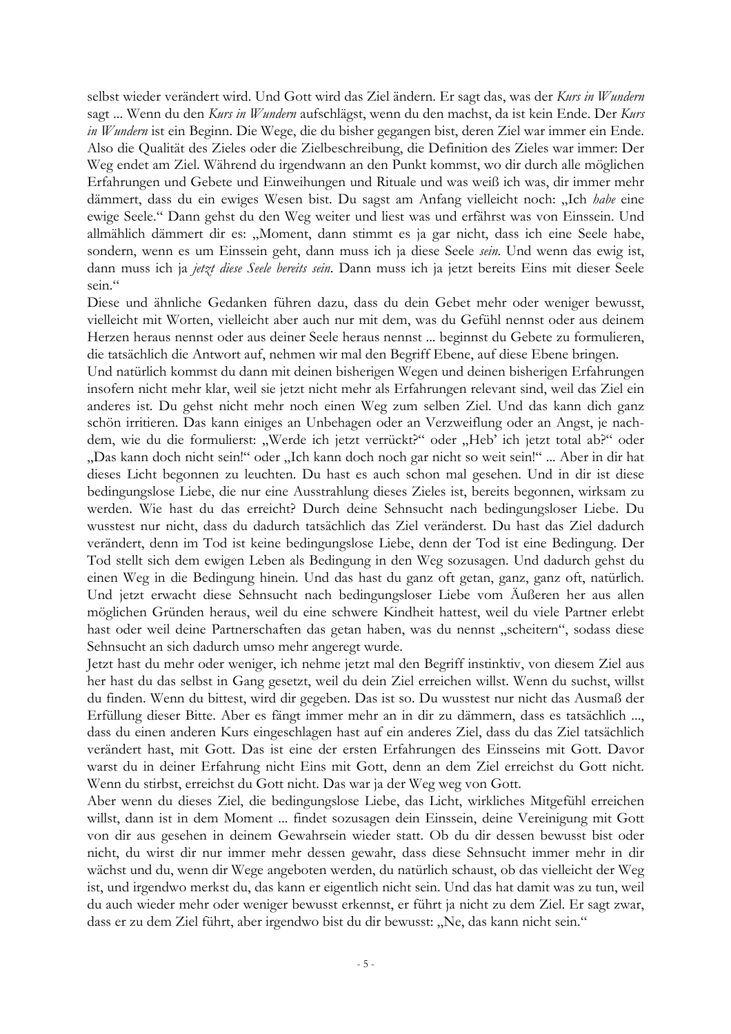selbst wieder verändert wird. Und Gott wird das Ziel ändern. Er sagt das, was der *Kurs in Wundern* sagt ... Wenn du den *Kurs in Wundern* aufschlägst, wenn du den machst, da ist kein Ende. Der *Kurs in Wundern* ist ein Beginn. Die Wege, die du bisher gegangen bist, deren Ziel war immer ein Ende. Also die Qualität des Zieles oder die Zielbeschreibung, die Definition des Zieles war immer: Der Weg endet am Ziel. Während du irgendwann an den Punkt kommst, wo dir durch alle möglichen Erfahrungen und Gebete und Einweihungen und Rituale und was weiß ich was, dir immer mehr dämmert, dass du ein ewiges Wesen bist. Du sagst am Anfang vielleicht noch: „Ich *habe* eine ewige Seele." Dann gehst du den Weg weiter und liest was und erfährst was von Einssein. Und allmählich dämmert dir es: „Moment, dann stimmt es ja gar nicht, dass ich eine Seele habe, sondern, wenn es um Einssein geht, dann muss ich ja diese Seele *sein*. Und wenn das ewig ist, dann muss ich ja *jetzt diese Seele bereits sein*. Dann muss ich ja jetzt bereits Eins mit dieser Seele sein."

Diese und ähnliche Gedanken führen dazu, dass du dein Gebet mehr oder weniger bewusst, vielleicht mit Worten, vielleicht aber auch nur mit dem, was du Gefühl nennst oder aus deinem Herzen heraus nennst oder aus deiner Seele heraus nennst ... beginnst du Gebete zu formulieren, die tatsächlich die Antwort auf, nehmen wir mal den Begriff Ebene, auf diese Ebene bringen.

Und natürlich kommst du dann mit deinen bisherigen Wegen und deinen bisherigen Erfahrungen insofern nicht mehr klar, weil sie jetzt nicht mehr als Erfahrungen relevant sind, weil das Ziel ein anderes ist. Du gehst nicht mehr noch einen Weg zum selben Ziel. Und das kann dich ganz schön irritieren. Das kann einiges an Unbehagen oder an Verzweiflung oder an Angst, je nachdem, wie du die formulierst: „Werde ich jetzt verrückt?" oder „Heb' ich jetzt total ab?" oder „Das kann doch nicht sein!" oder „Ich kann doch noch gar nicht so weit sein!" ... Aber in dir hat dieses Licht begonnen zu leuchten. Du hast es auch schon mal gesehen. Und in dir ist diese bedingungslose Liebe, die nur eine Ausstrahlung dieses Zieles ist, bereits begonnen, wirksam zu werden. Wie hast du das erreicht? Durch deine Sehnsucht nach bedingungsloser Liebe. Du wusstest nur nicht, dass du dadurch tatsächlich das Ziel veränderst. Du hast das Ziel dadurch verändert, denn im Tod ist keine bedingungslose Liebe, denn der Tod ist eine Bedingung. Der Tod stellt sich dem ewigen Leben als Bedingung in den Weg sozusagen. Und dadurch gehst du einen Weg in die Bedingung hinein. Und das hast du ganz oft getan, ganz, ganz oft, natürlich. Und jetzt erwacht diese Sehnsucht nach bedingungsloser Liebe vom Äußeren her aus allen möglichen Gründen heraus, weil du eine schwere Kindheit hattest, weil du viele Partner erlebt hast oder weil deine Partnerschaften das getan haben, was du nennst „scheitern", sodass diese Sehnsucht an sich dadurch umso mehr angeregt wurde.

Jetzt hast du mehr oder weniger, ich nehme jetzt mal den Begriff instinktiv, von diesem Ziel aus her hast du das selbst in Gang gesetzt, weil du dein Ziel erreichen willst. Wenn du suchst, willst du finden. Wenn du bittest, wird dir gegeben. Das ist so. Du wusstest nur nicht das Ausmaß der Erfüllung dieser Bitte. Aber es fängt immer mehr an in dir zu dämmern, dass es tatsächlich ..., dass du einen anderen Kurs eingeschlagen hast auf ein anderes Ziel, dass du das Ziel tatsächlich verändert hast, mit Gott. Das ist eine der ersten Erfahrungen des Einsseins mit Gott. Davor warst du in deiner Erfahrung nicht Eins mit Gott, denn an dem Ziel erreichst du Gott nicht. Wenn du stirbst, erreichst du Gott nicht. Das war ja der Weg weg von Gott.

Aber wenn du dieses Ziel, die bedingungslose Liebe, das Licht, wirkliches Mitgefühl erreichen willst, dann ist in dem Moment ... findet sozusagen dein Einssein, deine Vereinigung mit Gott von dir aus gesehen in deinem Gewahrsein wieder statt. Ob du dir dessen bewusst bist oder nicht, du wirst dir nur immer mehr dessen gewahr, dass diese Sehnsucht immer mehr in dir wächst und du, wenn dir Wege angeboten werden, du natürlich schaust, ob das vielleicht der Weg ist, und irgendwo merkst du, das kann er eigentlich nicht sein. Und das hat damit was zu tun, weil du auch wieder mehr oder weniger bewusst erkennst, er führt ja nicht zu dem Ziel. Er sagt zwar, dass er zu dem Ziel führt, aber irgendwo bist du dir bewusst: „Ne, das kann nicht sein."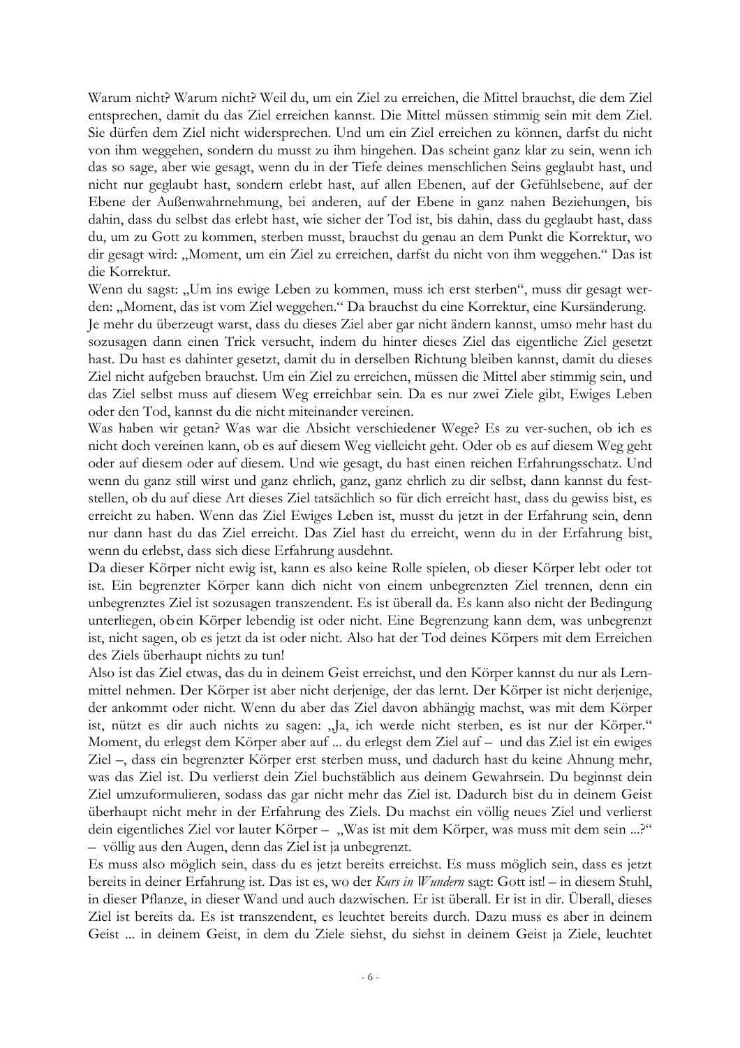Warum nicht? Warum nicht? Weil du, um ein Ziel zu erreichen, die Mittel brauchst, die dem Ziel entsprechen, damit du das Ziel erreichen kannst. Die Mittel müssen stimmig sein mit dem Ziel. Sie dürfen dem Ziel nicht widersprechen. Und um ein Ziel erreichen zu können, darfst du nicht von ihm weggehen, sondern du musst zu ihm hingehen. Das scheint ganz klar zu sein, wenn ich das so sage, aber wie gesagt, wenn du in der Tiefe deines menschlichen Seins geglaubt hast, und nicht nur geglaubt hast, sondern erlebt hast, auf allen Ebenen, auf der Gefühlsebene, auf der Ebene der Außenwahrnehmung, bei anderen, auf der Ebene in ganz nahen Beziehungen, bis dahin, dass du selbst das erlebt hast, wie sicher der Tod ist, bis dahin, dass du geglaubt hast, dass du, um zu Gott zu kommen, sterben musst, brauchst du genau an dem Punkt die Korrektur, wo dir gesagt wird: „Moment, um ein Ziel zu erreichen, darfst du nicht von ihm weggehen." Das ist die Korrektur.

Wenn du sagst: „Um ins ewige Leben zu kommen, muss ich erst sterben", muss dir gesagt werden: „Moment, das ist vom Ziel weggehen." Da brauchst du eine Korrektur, eine Kursänderung.

Je mehr du überzeugt warst, dass du dieses Ziel aber gar nicht ändern kannst, umso mehr hast du sozusagen dann einen Trick versucht, indem du hinter dieses Ziel das eigentliche Ziel gesetzt hast. Du hast es dahinter gesetzt, damit du in derselben Richtung bleiben kannst, damit du dieses Ziel nicht aufgeben brauchst. Um ein Ziel zu erreichen, müssen die Mittel aber stimmig sein, und das Ziel selbst muss auf diesem Weg erreichbar sein. Da es nur zwei Ziele gibt, Ewiges Leben oder den Tod, kannst du die nicht miteinander vereinen.

Was haben wir getan? Was war die Absicht verschiedener Wege? Es zu ver-suchen, ob ich es nicht doch vereinen kann, ob es auf diesem Weg vielleicht geht. Oder ob es auf diesem Weg geht oder auf diesem oder auf diesem. Und wie gesagt, du hast einen reichen Erfahrungsschatz. Und wenn du ganz still wirst und ganz ehrlich, ganz, ganz ehrlich zu dir selbst, dann kannst du feststellen, ob du auf diese Art dieses Ziel tatsächlich so für dich erreicht hast, dass du gewiss bist, es erreicht zu haben. Wenn das Ziel Ewiges Leben ist, musst du jetzt in der Erfahrung sein, denn nur dann hast du das Ziel erreicht. Das Ziel hast du erreicht, wenn du in der Erfahrung bist, wenn du erlebst, dass sich diese Erfahrung ausdehnt.

Da dieser Körper nicht ewig ist, kann es also keine Rolle spielen, ob dieser Körper lebt oder tot ist. Ein begrenzter Körper kann dich nicht von einem unbegrenzten Ziel trennen, denn ein unbegrenztes Ziel ist sozusagen transzendent. Es ist überall da. Es kann also nicht der Bedingung unterliegen, ob ein Körper lebendig ist oder nicht. Eine Begrenzung kann dem, was unbegrenzt ist, nicht sagen, ob es jetzt da ist oder nicht. Also hat der Tod deines Körpers mit dem Erreichen des Ziels überhaupt nichts zu tun!

Also ist das Ziel etwas, das du in deinem Geist erreichst, und den Körper kannst du nur als Lernmittel nehmen. Der Körper ist aber nicht derjenige, der das lernt. Der Körper ist nicht derjenige, der ankommt oder nicht. Wenn du aber das Ziel davon abhängig machst, was mit dem Körper ist, nützt es dir auch nichts zu sagen: „Ja, ich werde nicht sterben, es ist nur der Körper." Moment, du erlegst dem Körper aber auf ... du erlegst dem Ziel auf – und das Ziel ist ein ewiges Ziel –, dass ein begrenzter Körper erst sterben muss, und dadurch hast du keine Ahnung mehr, was das Ziel ist. Du verlierst dein Ziel buchstäblich aus deinem Gewahrsein. Du beginnst dein Ziel umzuformulieren, sodass das gar nicht mehr das Ziel ist. Dadurch bist du in deinem Geist überhaupt nicht mehr in der Erfahrung des Ziels. Du machst ein völlig neues Ziel und verlierst dein eigentliches Ziel vor lauter Körper – „Was ist mit dem Körper, was muss mit dem sein ...?" – völlig aus den Augen, denn das Ziel ist ja unbegrenzt.

Es muss also möglich sein, dass du es jetzt bereits erreichst. Es muss möglich sein, dass es jetzt bereits in deiner Erfahrung ist. Das ist es, wo der *Kurs in Wundern* sagt: Gott ist! – in diesem Stuhl, in dieser Pflanze, in dieser Wand und auch dazwischen. Er ist überall. Er ist in dir. Überall, dieses Ziel ist bereits da. Es ist transzendent, es leuchtet bereits durch. Dazu muss es aber in deinem Geist ... in deinem Geist, in dem du Ziele siehst, du siehst in deinem Geist ja Ziele, leuchtet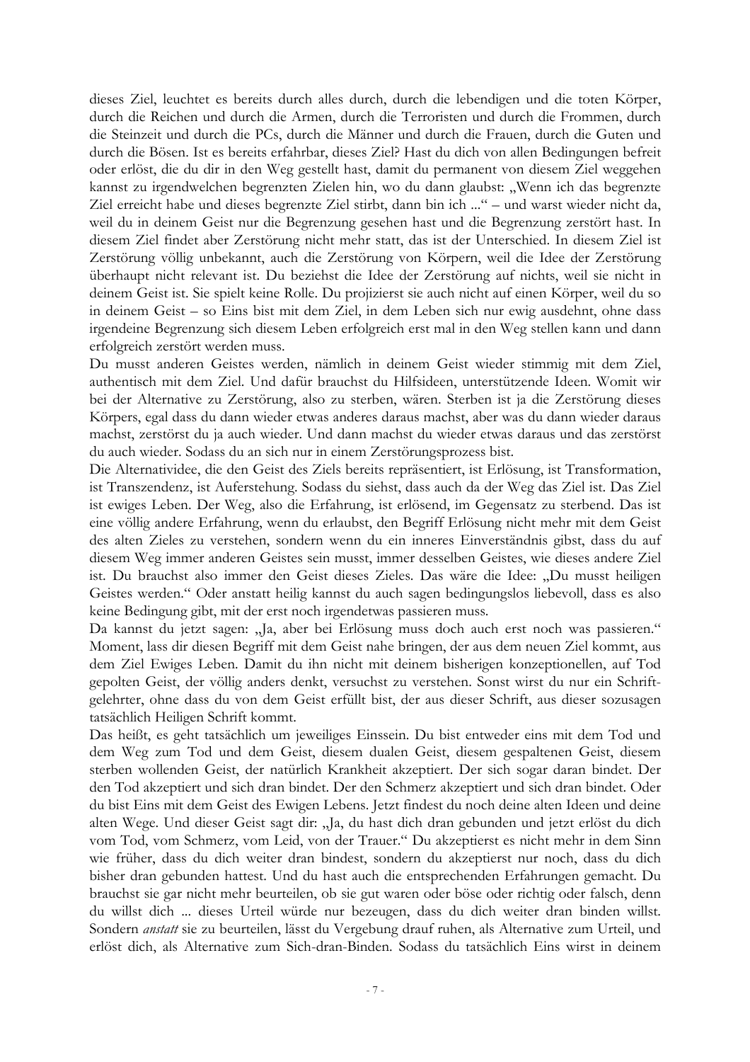dieses Ziel, leuchtet es bereits durch alles durch, durch die lebendigen und die toten Körper, durch die Reichen und durch die Armen, durch die Terroristen und durch die Frommen, durch die Steinzeit und durch die PCs, durch die Männer und durch die Frauen, durch die Guten und durch die Bösen. Ist es bereits erfahrbar, dieses Ziel? Hast du dich von allen Bedingungen befreit oder erlöst, die du dir in den Weg gestellt hast, damit du permanent von diesem Ziel weggehen kannst zu irgendwelchen begrenzten Zielen hin, wo du dann glaubst: „Wenn ich das begrenzte Ziel erreicht habe und dieses begrenzte Ziel stirbt, dann bin ich ...“ – und warst wieder nicht da, weil du in deinem Geist nur die Begrenzung gesehen hast und die Begrenzung zerstört hast. In diesem Ziel findet aber Zerstörung nicht mehr statt, das ist der Unterschied. In diesem Ziel ist Zerstörung völlig unbekannt, auch die Zerstörung von Körpern, weil die Idee der Zerstörung überhaupt nicht relevant ist. Du beziehst die Idee der Zerstörung auf nichts, weil sie nicht in deinem Geist ist. Sie spielt keine Rolle. Du projizierst sie auch nicht auf einen Körper, weil du so in deinem Geist – so Eins bist mit dem Ziel, in dem Leben sich nur ewig ausdehnt, ohne dass irgendeine Begrenzung sich diesem Leben erfolgreich erst mal in den Weg stellen kann und dann erfolgreich zerstört werden muss.

Du musst anderen Geistes werden, nämlich in deinem Geist wieder stimmig mit dem Ziel, authentisch mit dem Ziel. Und dafür brauchst du Hilfsideen, unterstützende Ideen. Womit wir bei der Alternative zu Zerstörung, also zu sterben, wären. Sterben ist ja die Zerstörung dieses Körpers, egal dass du dann wieder etwas anderes daraus machst, aber was du dann wieder daraus machst, zerstörst du ja auch wieder. Und dann machst du wieder etwas daraus und das zerstörst du auch wieder. Sodass du an sich nur in einem Zerstörungsprozess bist.

Die Alternatividee, die den Geist des Ziels bereits repräsentiert, ist Erlösung, ist Transformation, ist Transzendenz, ist Auferstehung. Sodass du siehst, dass auch da der Weg das Ziel ist. Das Ziel ist ewiges Leben. Der Weg, also die Erfahrung, ist erlösend, im Gegensatz zu sterbend. Das ist eine völlig andere Erfahrung, wenn du erlaubst, den Begriff Erlösung nicht mehr mit dem Geist des alten Zieles zu verstehen, sondern wenn du ein inneres Einverständnis gibst, dass du auf diesem Weg immer anderen Geistes sein musst, immer desselben Geistes, wie dieses andere Ziel ist. Du brauchst also immer den Geist dieses Zieles. Das wäre die Idee: „Du musst heiligen Geistes werden.“ Oder anstatt heilig kannst du auch sagen bedingungslos liebevoll, dass es also keine Bedingung gibt, mit der erst noch irgendetwas passieren muss.

Da kannst du jetzt sagen: „Ja, aber bei Erlösung muss doch auch erst noch was passieren.“ Moment, lass dir diesen Begriff mit dem Geist nahe bringen, der aus dem neuen Ziel kommt, aus dem Ziel Ewiges Leben. Damit du ihn nicht mit deinem bisherigen konzeptionellen, auf Tod gepolten Geist, der völlig anders denkt, versuchst zu verstehen. Sonst wirst du nur ein Schriftgelehrter, ohne dass du von dem Geist erfüllt bist, der aus dieser Schrift, aus dieser sozusagen tatsächlich Heiligen Schrift kommt.

Das heißt, es geht tatsächlich um jeweiliges Einssein. Du bist entweder eins mit dem Tod und dem Weg zum Tod und dem Geist, diesem dualen Geist, diesem gespaltenen Geist, diesem sterben wollenden Geist, der natürlich Krankheit akzeptiert. Der sich sogar daran bindet. Der den Tod akzeptiert und sich dran bindet. Der den Schmerz akzeptiert und sich dran bindet. Oder du bist Eins mit dem Geist des Ewigen Lebens. Jetzt findest du noch deine alten Ideen und deine alten Wege. Und dieser Geist sagt dir: „Ja, du hast dich dran gebunden und jetzt erlöst du dich vom Tod, vom Schmerz, vom Leid, von der Trauer.“ Du akzeptierst es nicht mehr in dem Sinn wie früher, dass du dich weiter dran bindest, sondern du akzeptierst nur noch, dass du dich bisher dran gebunden hattest. Und du hast auch die entsprechenden Erfahrungen gemacht. Du brauchst sie gar nicht mehr beurteilen, ob sie gut waren oder böse oder richtig oder falsch, denn du willst dich ... dieses Urteil würde nur bezeugen, dass du dich weiter dran binden willst. Sondern *anstatt* sie zu beurteilen, lässt du Vergebung drauf ruhen, als Alternative zum Urteil, und erlöst dich, als Alternative zum Sich-dran-Binden. Sodass du tatsächlich Eins wirst in deinem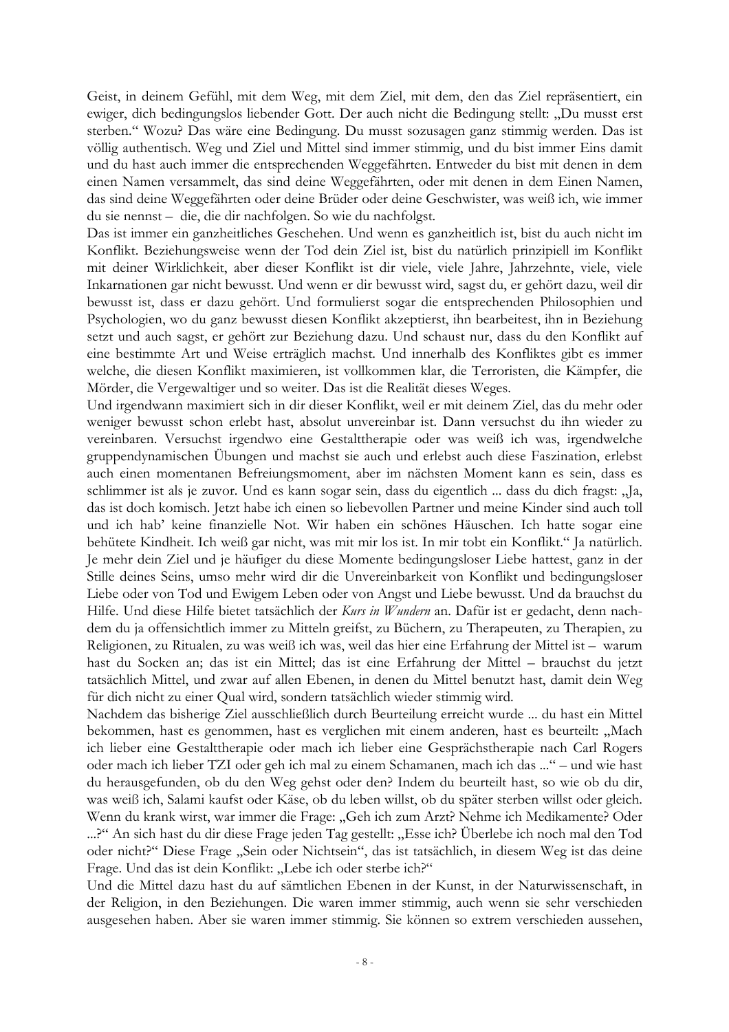Geist, in deinem Gefühl, mit dem Weg, mit dem Ziel, mit dem, den das Ziel repräsentiert, ein ewiger, dich bedingungslos liebender Gott. Der auch nicht die Bedingung stellt: „Du musst erst sterben." Wozu? Das wäre eine Bedingung. Du musst sozusagen ganz stimmig werden. Das ist völlig authentisch. Weg und Ziel und Mittel sind immer stimmig, und du bist immer Eins damit und du hast auch immer die entsprechenden Weggefährten. Entweder du bist mit denen in dem einen Namen versammelt, das sind deine Weggefährten, oder mit denen in dem Einen Namen, das sind deine Weggefährten oder deine Brüder oder deine Geschwister, was weiß ich, wie immer du sie nennst – die, die dir nachfolgen. So wie du nachfolgst.

Das ist immer ein ganzheitliches Geschehen. Und wenn es ganzheitlich ist, bist du auch nicht im Konflikt. Beziehungsweise wenn der Tod dein Ziel ist, bist du natürlich prinzipiell im Konflikt mit deiner Wirklichkeit, aber dieser Konflikt ist dir viele, viele Jahre, Jahrzehnte, viele, viele Inkarnationen gar nicht bewusst. Und wenn er dir bewusst wird, sagst du, er gehört dazu, weil dir bewusst ist, dass er dazu gehört. Und formulierst sogar die entsprechenden Philosophien und Psychologien, wo du ganz bewusst diesen Konflikt akzeptierst, ihn bearbeitest, ihn in Beziehung setzt und auch sagst, er gehört zur Beziehung dazu. Und schaust nur, dass du den Konflikt auf eine bestimmte Art und Weise erträglich machst. Und innerhalb des Konfliktes gibt es immer welche, die diesen Konflikt maximieren, ist vollkommen klar, die Terroristen, die Kämpfer, die Mörder, die Vergewaltiger und so weiter. Das ist die Realität dieses Weges.

Und irgendwann maximiert sich in dir dieser Konflikt, weil er mit deinem Ziel, das du mehr oder weniger bewusst schon erlebt hast, absolut unvereinbar ist. Dann versuchst du ihn wieder zu vereinbaren. Versuchst irgendwo eine Gestalttherapie oder was weiß ich was, irgendwelche gruppendynamischen Übungen und machst sie auch und erlebst auch diese Faszination, erlebst auch einen momentanen Befreiungsmoment, aber im nächsten Moment kann es sein, dass es schlimmer ist als je zuvor. Und es kann sogar sein, dass du eigentlich ... dass du dich fragst: „Ja, das ist doch komisch. Jetzt habe ich einen so liebevollen Partner und meine Kinder sind auch toll und ich hab' keine finanzielle Not. Wir haben ein schönes Häuschen. Ich hatte sogar eine behütete Kindheit. Ich weiß gar nicht, was mit mir los ist. In mir tobt ein Konflikt." Ja natürlich. Je mehr dein Ziel und je häufiger du diese Momente bedingungsloser Liebe hattest, ganz in der Stille deines Seins, umso mehr wird dir die Unvereinbarkeit von Konflikt und bedingungsloser Liebe oder von Tod und Ewigem Leben oder von Angst und Liebe bewusst. Und da brauchst du Hilfe. Und diese Hilfe bietet tatsächlich der *Kurs in Wundern* an. Dafür ist er gedacht, denn nachdem du ja offensichtlich immer zu Mitteln greifst, zu Büchern, zu Therapeuten, zu Therapien, zu Religionen, zu Ritualen, zu was weiß ich was, weil das hier eine Erfahrung der Mittel ist – warum hast du Socken an; das ist ein Mittel; das ist eine Erfahrung der Mittel – brauchst du jetzt tatsächlich Mittel, und zwar auf allen Ebenen, in denen du Mittel benutzt hast, damit dein Weg für dich nicht zu einer Qual wird, sondern tatsächlich wieder stimmig wird.

Nachdem das bisherige Ziel ausschließlich durch Beurteilung erreicht wurde ... du hast ein Mittel bekommen, hast es genommen, hast es verglichen mit einem anderen, hast es beurteilt: „Mach ich lieber eine Gestalttherapie oder mach ich lieber eine Gesprächstherapie nach Carl Rogers oder mach ich lieber TZI oder geh ich mal zu einem Schamanen, mach ich das ..." – und wie hast du herausgefunden, ob du den Weg gehst oder den? Indem du beurteilt hast, so wie ob du dir, was weiß ich, Salami kaufst oder Käse, ob du leben willst, ob du später sterben willst oder gleich. Wenn du krank wirst, war immer die Frage: „Geh ich zum Arzt? Nehme ich Medikamente? Oder ...?" An sich hast du dir diese Frage jeden Tag gestellt: „Esse ich? Überlebe ich noch mal den Tod oder nicht?" Diese Frage „Sein oder Nichtsein", das ist tatsächlich, in diesem Weg ist das deine Frage. Und das ist dein Konflikt: „Lebe ich oder sterbe ich?"

Und die Mittel dazu hast du auf sämtlichen Ebenen in der Kunst, in der Naturwissenschaft, in der Religion, in den Beziehungen. Die waren immer stimmig, auch wenn sie sehr verschieden ausgesehen haben. Aber sie waren immer stimmig. Sie können so extrem verschieden aussehen,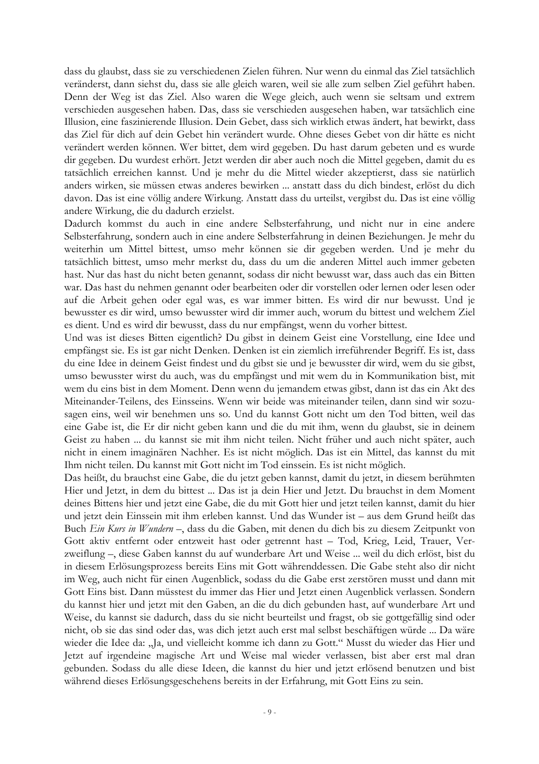dass du glaubst, dass sie zu verschiedenen Zielen führen. Nur wenn du einmal das Ziel tatsächlich veränderst, dann siehst du, dass sie alle gleich waren, weil sie alle zum selben Ziel geführt haben. Denn der Weg ist das Ziel. Also waren die Wege gleich, auch wenn sie seltsam und extrem verschieden ausgesehen haben. Das, dass sie verschieden ausgesehen haben, war tatsächlich eine Illusion, eine faszinierende Illusion. Dein Gebet, dass sich wirklich etwas ändert, hat bewirkt, dass das Ziel für dich auf dein Gebet hin verändert wurde. Ohne dieses Gebet von dir hätte es nicht verändert werden können. Wer bittet, dem wird gegeben. Du hast darum gebeten und es wurde dir gegeben. Du wurdest erhört. Jetzt werden dir aber auch noch die Mittel gegeben, damit du es tatsächlich erreichen kannst. Und je mehr du die Mittel wieder akzeptierst, dass sie natürlich anders wirken, sie müssen etwas anderes bewirken ... anstatt dass du dich bindest, erlöst du dich davon. Das ist eine völlig andere Wirkung. Anstatt dass du urteilst, vergibst du. Das ist eine völlig andere Wirkung, die du dadurch erzielst.

Dadurch kommst du auch in eine andere Selbsterfahrung, und nicht nur in eine andere Selbsterfahrung, sondern auch in eine andere Selbsterfahrung in deinen Beziehungen. Je mehr du weiterhin um Mittel bittest, umso mehr können sie dir gegeben werden. Und je mehr du tatsächlich bittest, umso mehr merkst du, dass du um die anderen Mittel auch immer gebeten hast. Nur das hast du nicht beten genannt, sodass dir nicht bewusst war, dass auch das ein Bitten war. Das hast du nehmen genannt oder bearbeiten oder dir vorstellen oder lernen oder lesen oder auf die Arbeit gehen oder egal was, es war immer bitten. Es wird dir nur bewusst. Und je bewusster es dir wird, umso bewusster wird dir immer auch, worum du bittest und welchem Ziel es dient. Und es wird dir bewusst, dass du nur empfängst, wenn du vorher bittest.

Und was ist dieses Bitten eigentlich? Du gibst in deinem Geist eine Vorstellung, eine Idee und empfängst sie. Es ist gar nicht Denken. Denken ist ein ziemlich irreführender Begriff. Es ist, dass du eine Idee in deinem Geist findest und du gibst sie und je bewusster dir wird, wem du sie gibst, umso bewusster wirst du auch, was du empfängst und mit wem du in Kommunikation bist, mit wem du eins bist in dem Moment. Denn wenn du jemandem etwas gibst, dann ist das ein Akt des Miteinander-Teilens, des Einsseins. Wenn wir beide was miteinander teilen, dann sind wir sozusagen eins, weil wir benehmen uns so. Und du kannst Gott nicht um den Tod bitten, weil das eine Gabe ist, die Er dir nicht geben kann und die du mit ihm, wenn du glaubst, sie in deinem Geist zu haben ... du kannst sie mit ihm nicht teilen. Nicht früher und auch nicht später, auch nicht in einem imaginären Nachher. Es ist nicht möglich. Das ist ein Mittel, das kannst du mit Ihm nicht teilen. Du kannst mit Gott nicht im Tod einssein. Es ist nicht möglich.

Das heißt, du brauchst eine Gabe, die du jetzt geben kannst, damit du jetzt, in diesem berühmten Hier und Jetzt, in dem du bittest ... Das ist ja dein Hier und Jetzt. Du brauchst in dem Moment deines Bittens hier und jetzt eine Gabe, die du mit Gott hier und jetzt teilen kannst, damit du hier und jetzt dein Einssein mit ihm erleben kannst. Und das Wunder ist – aus dem Grund heißt das Buch *Ein Kurs in Wundern* –, dass du die Gaben, mit denen du dich bis zu diesem Zeitpunkt von Gott aktiv entfernt oder entzweit hast oder getrennt hast – Tod, Krieg, Leid, Trauer, Verzweiflung –, diese Gaben kannst du auf wunderbare Art und Weise ... weil du dich erlöst, bist du in diesem Erlösungsprozess bereits Eins mit Gott währenddessen. Die Gabe steht also dir nicht im Weg, auch nicht für einen Augenblick, sodass du die Gabe erst zerstören musst und dann mit Gott Eins bist. Dann müsstest du immer das Hier und Jetzt einen Augenblick verlassen. Sondern du kannst hier und jetzt mit den Gaben, an die du dich gebunden hast, auf wunderbare Art und Weise, du kannst sie dadurch, dass du sie nicht beurteilst und fragst, ob sie gottgefällig sind oder nicht, ob sie das sind oder das, was dich jetzt auch erst mal selbst beschäftigen würde ... Da wäre wieder die Idee da: „Ja, und vielleicht komme ich dann zu Gott." Musst du wieder das Hier und Jetzt auf irgendeine magische Art und Weise mal wieder verlassen, bist aber erst mal dran gebunden. Sodass du alle diese Ideen, die kannst du hier und jetzt erlösend benutzen und bist während dieses Erlösungsgeschehens bereits in der Erfahrung, mit Gott Eins zu sein.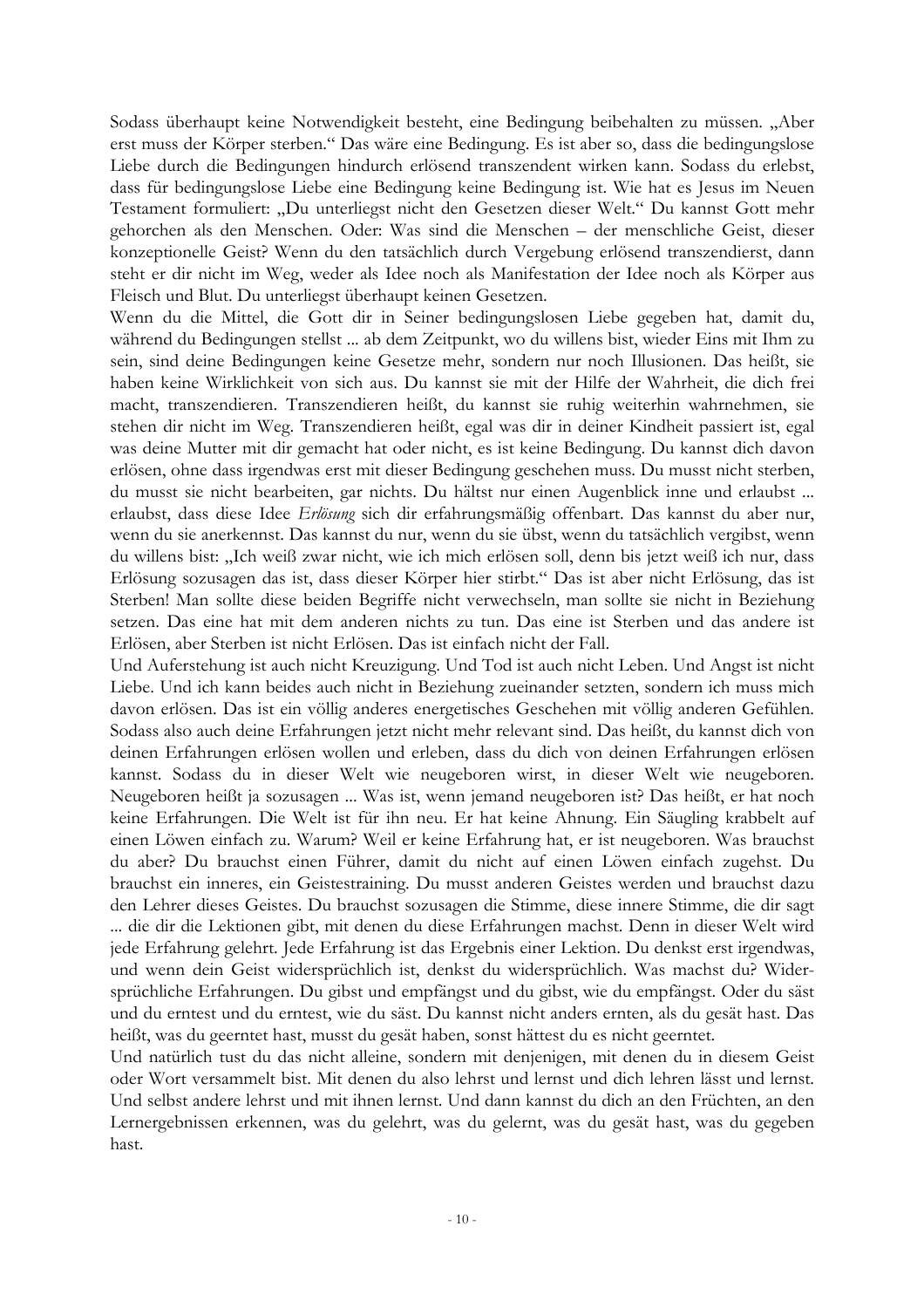Sodass überhaupt keine Notwendigkeit besteht, eine Bedingung beibehalten zu müssen. „Aber erst muss der Körper sterben." Das wäre eine Bedingung. Es ist aber so, dass die bedingungslose Liebe durch die Bedingungen hindurch erlösend transzendent wirken kann. Sodass du erlebst, dass für bedingungslose Liebe eine Bedingung keine Bedingung ist. Wie hat es Jesus im Neuen Testament formuliert: „Du unterliegst nicht den Gesetzen dieser Welt." Du kannst Gott mehr gehorchen als den Menschen. Oder: Was sind die Menschen – der menschliche Geist, dieser konzeptionelle Geist? Wenn du den tatsächlich durch Vergebung erlösend transzendierst, dann steht er dir nicht im Weg, weder als Idee noch als Manifestation der Idee noch als Körper aus Fleisch und Blut. Du unterliegst überhaupt keinen Gesetzen.

Wenn du die Mittel, die Gott dir in Seiner bedingungslosen Liebe gegeben hat, damit du, während du Bedingungen stellst ... ab dem Zeitpunkt, wo du willens bist, wieder Eins mit Ihm zu sein, sind deine Bedingungen keine Gesetze mehr, sondern nur noch Illusionen. Das heißt, sie haben keine Wirklichkeit von sich aus. Du kannst sie mit der Hilfe der Wahrheit, die dich frei macht, transzendieren. Transzendieren heißt, du kannst sie ruhig weiterhin wahrnehmen, sie stehen dir nicht im Weg. Transzendieren heißt, egal was dir in deiner Kindheit passiert ist, egal was deine Mutter mit dir gemacht hat oder nicht, es ist keine Bedingung. Du kannst dich davon erlösen, ohne dass irgendwas erst mit dieser Bedingung geschehen muss. Du musst nicht sterben, du musst sie nicht bearbeiten, gar nichts. Du hältst nur einen Augenblick inne und erlaubst ... erlaubst, dass diese Idee *Erlösung* sich dir erfahrungsmäßig offenbart. Das kannst du aber nur, wenn du sie anerkennst. Das kannst du nur, wenn du sie übst, wenn du tatsächlich vergibst, wenn du willens bist: „Ich weiß zwar nicht, wie ich mich erlösen soll, denn bis jetzt weiß ich nur, dass Erlösung sozusagen das ist, dass dieser Körper hier stirbt." Das ist aber nicht Erlösung, das ist Sterben! Man sollte diese beiden Begriffe nicht verwechseln, man sollte sie nicht in Beziehung setzen. Das eine hat mit dem anderen nichts zu tun. Das eine ist Sterben und das andere ist Erlösen, aber Sterben ist nicht Erlösen. Das ist einfach nicht der Fall.

Und Auferstehung ist auch nicht Kreuzigung. Und Tod ist auch nicht Leben. Und Angst ist nicht Liebe. Und ich kann beides auch nicht in Beziehung zueinander setzten, sondern ich muss mich davon erlösen. Das ist ein völlig anderes energetisches Geschehen mit völlig anderen Gefühlen. Sodass also auch deine Erfahrungen jetzt nicht mehr relevant sind. Das heißt, du kannst dich von deinen Erfahrungen erlösen wollen und erleben, dass du dich von deinen Erfahrungen erlösen kannst. Sodass du in dieser Welt wie neugeboren wirst, in dieser Welt wie neugeboren. Neugeboren heißt ja sozusagen ... Was ist, wenn jemand neugeboren ist? Das heißt, er hat noch keine Erfahrungen. Die Welt ist für ihn neu. Er hat keine Ahnung. Ein Säugling krabbelt auf einen Löwen einfach zu. Warum? Weil er keine Erfahrung hat, er ist neugeboren. Was brauchst du aber? Du brauchst einen Führer, damit du nicht auf einen Löwen einfach zugehst. Du brauchst ein inneres, ein Geistestraining. Du musst anderen Geistes werden und brauchst dazu den Lehrer dieses Geistes. Du brauchst sozusagen die Stimme, diese innere Stimme, die dir sagt ... die dir die Lektionen gibt, mit denen du diese Erfahrungen machst. Denn in dieser Welt wird jede Erfahrung gelehrt. Jede Erfahrung ist das Ergebnis einer Lektion. Du denkst erst irgendwas, und wenn dein Geist widersprüchlich ist, denkst du widersprüchlich. Was machst du? Widersprüchliche Erfahrungen. Du gibst und empfängst und du gibst, wie du empfängst. Oder du säst und du erntest und du erntest, wie du säst. Du kannst nicht anders ernten, als du gesät hast. Das heißt, was du geerntet hast, musst du gesät haben, sonst hättest du es nicht geerntet.

Und natürlich tust du das nicht alleine, sondern mit denjenigen, mit denen du in diesem Geist oder Wort versammelt bist. Mit denen du also lehrst und lernst und dich lehren lässt und lernst. Und selbst andere lehrst und mit ihnen lernst. Und dann kannst du dich an den Früchten, an den Lernergebnissen erkennen, was du gelehrt, was du gelernt, was du gesät hast, was du gegeben hast.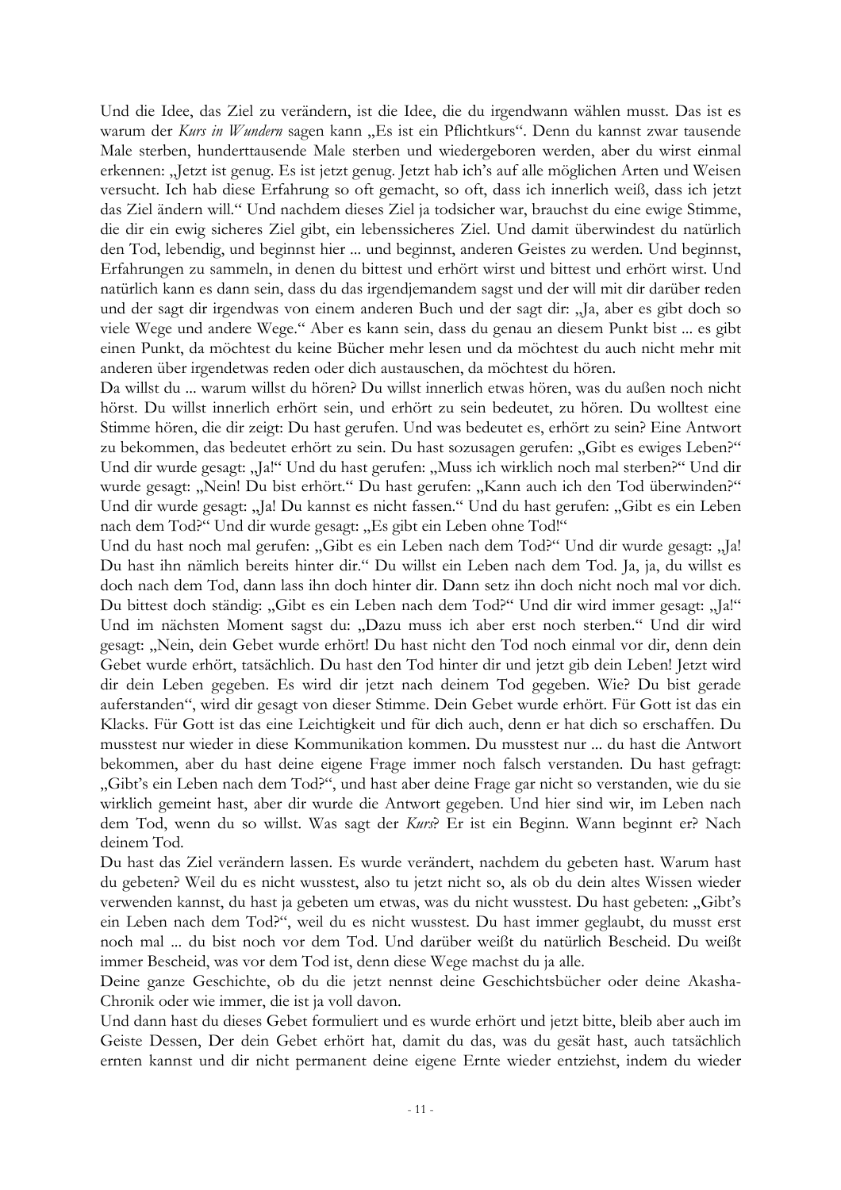Und die Idee, das Ziel zu verändern, ist die Idee, die du irgendwann wählen musst. Das ist es warum der *Kurs in Wundern* sagen kann „Es ist ein Pflichtkurs". Denn du kannst zwar tausende Male sterben, hunderttausende Male sterben und wiedergeboren werden, aber du wirst einmal erkennen: „Jetzt ist genug. Es ist jetzt genug. Jetzt hab ich's auf alle möglichen Arten und Weisen versucht. Ich hab diese Erfahrung so oft gemacht, so oft, dass ich innerlich weiß, dass ich jetzt das Ziel ändern will." Und nachdem dieses Ziel ja todsicher war, brauchst du eine ewige Stimme, die dir ein ewig sicheres Ziel gibt, ein lebenssicheres Ziel. Und damit überwindest du natürlich den Tod, lebendig, und beginnst hier ... und beginnst, anderen Geistes zu werden. Und beginnst, Erfahrungen zu sammeln, in denen du bittest und erhört wirst und bittest und erhört wirst. Und natürlich kann es dann sein, dass du das irgendjemandem sagst und der will mit dir darüber reden und der sagt dir irgendwas von einem anderen Buch und der sagt dir: „Ja, aber es gibt doch so viele Wege und andere Wege." Aber es kann sein, dass du genau an diesem Punkt bist ... es gibt einen Punkt, da möchtest du keine Bücher mehr lesen und da möchtest du auch nicht mehr mit anderen über irgendetwas reden oder dich austauschen, da möchtest du hören.

Da willst du ... warum willst du hören? Du willst innerlich etwas hören, was du außen noch nicht hörst. Du willst innerlich erhört sein, und erhört zu sein bedeutet, zu hören. Du wolltest eine Stimme hören, die dir zeigt: Du hast gerufen. Und was bedeutet es, erhört zu sein? Eine Antwort zu bekommen, das bedeutet erhört zu sein. Du hast sozusagen gerufen: „Gibt es ewiges Leben?" Und dir wurde gesagt: „Ja!" Und du hast gerufen: „Muss ich wirklich noch mal sterben?" Und dir wurde gesagt: „Nein! Du bist erhört." Du hast gerufen: „Kann auch ich den Tod überwinden?" Und dir wurde gesagt: „Ja! Du kannst es nicht fassen." Und du hast gerufen: „Gibt es ein Leben nach dem Tod?" Und dir wurde gesagt: „Es gibt ein Leben ohne Tod!"

Und du hast noch mal gerufen: „Gibt es ein Leben nach dem Tod?" Und dir wurde gesagt: „Ja! Du hast ihn nämlich bereits hinter dir." Du willst ein Leben nach dem Tod. Ja, ja, du willst es doch nach dem Tod, dann lass ihn doch hinter dir. Dann setz ihn doch nicht noch mal vor dich. Du bittest doch ständig: „Gibt es ein Leben nach dem Tod?" Und dir wird immer gesagt: „Ja!" Und im nächsten Moment sagst du: „Dazu muss ich aber erst noch sterben." Und dir wird gesagt: „Nein, dein Gebet wurde erhört! Du hast nicht den Tod noch einmal vor dir, denn dein Gebet wurde erhört, tatsächlich. Du hast den Tod hinter dir und jetzt gib dein Leben! Jetzt wird dir dein Leben gegeben. Es wird dir jetzt nach deinem Tod gegeben. Wie? Du bist gerade auferstanden", wird dir gesagt von dieser Stimme. Dein Gebet wurde erhört. Für Gott ist das ein Klacks. Für Gott ist das eine Leichtigkeit und für dich auch, denn er hat dich so erschaffen. Du musstest nur wieder in diese Kommunikation kommen. Du musstest nur ... du hast die Antwort bekommen, aber du hast deine eigene Frage immer noch falsch verstanden. Du hast gefragt: „Gibt's ein Leben nach dem Tod?", und hast aber deine Frage gar nicht so verstanden, wie du sie wirklich gemeint hast, aber dir wurde die Antwort gegeben. Und hier sind wir, im Leben nach dem Tod, wenn du so willst. Was sagt der *Kurs*? Er ist ein Beginn. Wann beginnt er? Nach deinem Tod.

Du hast das Ziel verändern lassen. Es wurde verändert, nachdem du gebeten hast. Warum hast du gebeten? Weil du es nicht wusstest, also tu jetzt nicht so, als ob du dein altes Wissen wieder verwenden kannst, du hast ja gebeten um etwas, was du nicht wusstest. Du hast gebeten: „Gibt's ein Leben nach dem Tod?", weil du es nicht wusstest. Du hast immer geglaubt, du musst erst noch mal ... du bist noch vor dem Tod. Und darüber weißt du natürlich Bescheid. Du weißt immer Bescheid, was vor dem Tod ist, denn diese Wege machst du ja alle.

Deine ganze Geschichte, ob du die jetzt nennst deine Geschichtsbücher oder deine Akasha-Chronik oder wie immer, die ist ja voll davon.

Und dann hast du dieses Gebet formuliert und es wurde erhört und jetzt bitte, bleib aber auch im Geiste Dessen, Der dein Gebet erhört hat, damit du das, was du gesät hast, auch tatsächlich ernten kannst und dir nicht permanent deine eigene Ernte wieder entziehst, indem du wieder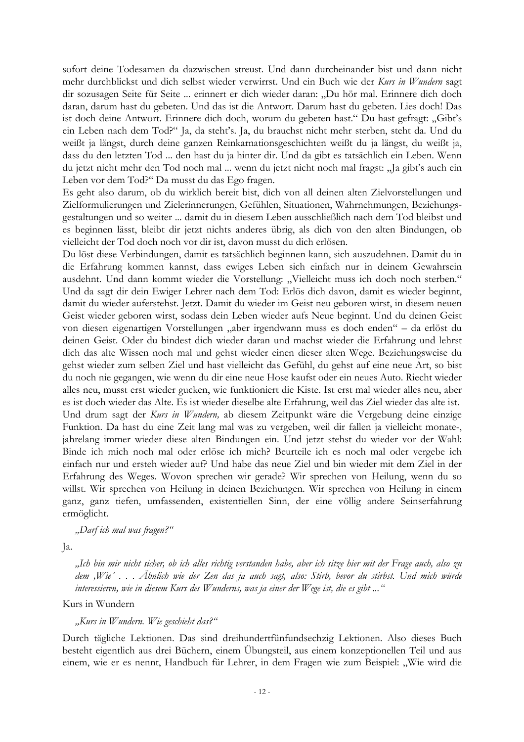sofort deine Todesamen da dazwischen streust. Und dann durcheinander bist und dann nicht mehr durchblickst und dich selbst wieder verwirrst. Und ein Buch wie der *Kurs in Wundern* sagt dir sozusagen Seite für Seite ... erinnert er dich wieder daran: „Du hör mal. Erinnere dich doch daran, darum hast du gebeten. Und das ist die Antwort. Darum hast du gebeten. Lies doch! Das ist doch deine Antwort. Erinnere dich doch, worum du gebeten hast." Du hast gefragt: „Gibt's ein Leben nach dem Tod?" Ja, da steht's. Ja, du brauchst nicht mehr sterben, steht da. Und du weißt ja längst, durch deine ganzen Reinkarnationsgeschichten weißt du ja längst, du weißt ja, dass du den letzten Tod ... den hast du ja hinter dir. Und da gibt es tatsächlich ein Leben. Wenn du jetzt nicht mehr den Tod noch mal ... wenn du jetzt nicht noch mal fragst: „Ja gibt's auch ein Leben vor dem Tod?" Da musst du das Ego fragen.

Es geht also darum, ob du wirklich bereit bist, dich von all deinen alten Zielvorstellungen und Zielformulierungen und Zielerinnerungen, Gefühlen, Situationen, Wahrnehmungen, Beziehungsgestaltungen und so weiter ... damit du in diesem Leben ausschließlich nach dem Tod bleibst und es beginnen lässt, bleibt dir jetzt nichts anderes übrig, als dich von den alten Bindungen, ob vielleicht der Tod doch noch vor dir ist, davon musst du dich erlösen.

Du löst diese Verbindungen, damit es tatsächlich beginnen kann, sich auszudehnen. Damit du in die Erfahrung kommen kannst, dass ewiges Leben sich einfach nur in deinem Gewahrsein ausdehnt. Und dann kommt wieder die Vorstellung: „Vielleicht muss ich doch noch sterben." Und da sagt dir dein Ewiger Lehrer nach dem Tod: Erlös dich davon, damit es wieder beginnt, damit du wieder auferstehst. Jetzt. Damit du wieder im Geist neu geboren wirst, in diesem neuen Geist wieder geboren wirst, sodass dein Leben wieder aufs Neue beginnt. Und du deinen Geist von diesen eigenartigen Vorstellungen „aber irgendwann muss es doch enden" – da erlöst du deinen Geist. Oder du bindest dich wieder daran und machst wieder die Erfahrung und lehrst dich das alte Wissen noch mal und gehst wieder einen dieser alten Wege. Beziehungsweise du gehst wieder zum selben Ziel und hast vielleicht das Gefühl, du gehst auf eine neue Art, so bist du noch nie gegangen, wie wenn du dir eine neue Hose kaufst oder ein neues Auto. Riecht wieder alles neu, musst erst wieder gucken, wie funktioniert die Kiste. Ist erst mal wieder alles neu, aber es ist doch wieder das Alte. Es ist wieder dieselbe alte Erfahrung, weil das Ziel wieder das alte ist.

Und drum sagt der *Kurs in Wundern,* ab diesem Zeitpunkt wäre die Vergebung deine einzige Funktion. Da hast du eine Zeit lang mal was zu vergeben, weil dir fallen ja vielleicht monate-, jahrelang immer wieder diese alten Bindungen ein. Und jetzt stehst du wieder vor der Wahl: Binde ich mich noch mal oder erlöse ich mich? Beurteile ich es noch mal oder vergebe ich einfach nur und ersteh wieder auf? Und habe das neue Ziel und bin wieder mit dem Ziel in der Erfahrung des Weges. Wovon sprechen wir gerade? Wir sprechen von Heilung, wenn du so willst. Wir sprechen von Heilung in deinen Beziehungen. Wir sprechen von Heilung in einem ganz, ganz tiefen, umfassenden, existentiellen Sinn, der eine völlig andere Seinserfahrung ermöglicht.

> *„Darf ich mal was fragen?"*

Ja.

> *„Ich bin mir nicht sicher, ob ich alles richtig verstanden habe, aber ich sitze hier mit der Frage auch, also zu dem ‚Wie´ . . . Ähnlich wie der Zen das ja auch sagt, also: Stirb, bevor du stirbst. Und mich würde interessieren, wie in diesem Kurs des Wunderns, was ja einer der Wege ist, die es gibt ..."*

Kurs in Wundern

> *„Kurs in Wundern. Wie geschieht das?"*

Durch tägliche Lektionen. Das sind dreihundertfünfundsechzig Lektionen. Also dieses Buch besteht eigentlich aus drei Büchern, einem Übungsteil, aus einem konzeptionellen Teil und aus einem, wie er es nennt, Handbuch für Lehrer, in dem Fragen wie zum Beispiel: „Wie wird die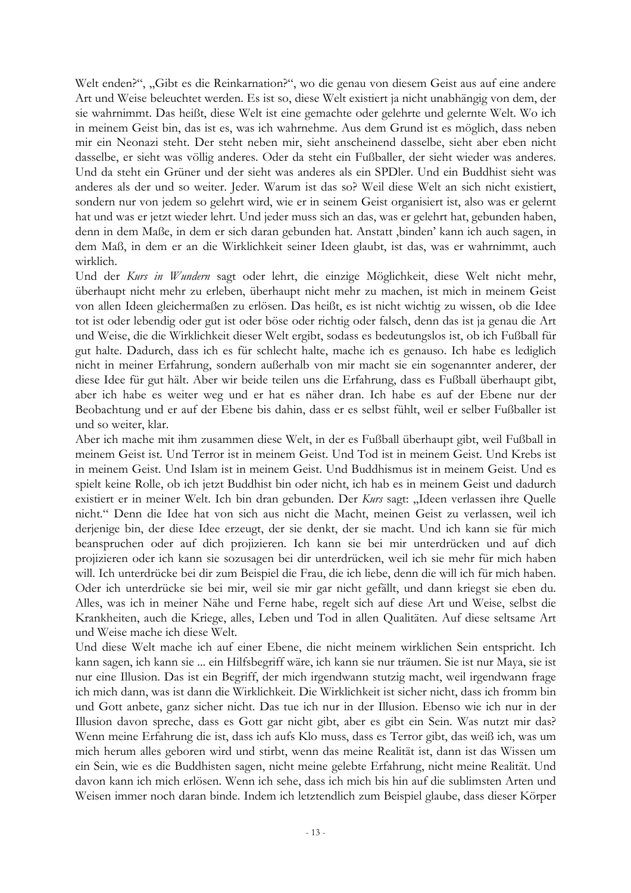Welt enden?", „Gibt es die Reinkarnation?", wo die genau von diesem Geist aus auf eine andere Art und Weise beleuchtet werden. Es ist so, diese Welt existiert ja nicht unabhängig von dem, der sie wahrnimmt. Das heißt, diese Welt ist eine gemachte oder gelehrte und gelernte Welt. Wo ich in meinem Geist bin, das ist es, was ich wahrnehme. Aus dem Grund ist es möglich, dass neben mir ein Neonazi steht. Der steht neben mir, sieht anscheinend dasselbe, sieht aber eben nicht dasselbe, er sieht was völlig anderes. Oder da steht ein Fußballer, der sieht wieder was anderes. Und da steht ein Grüner und der sieht was anderes als ein SPDler. Und ein Buddhist sieht was anderes als der und so weiter. Jeder. Warum ist das so? Weil diese Welt an sich nicht existiert, sondern nur von jedem so gelehrt wird, wie er in seinem Geist organisiert ist, also was er gelernt hat und was er jetzt wieder lehrt. Und jeder muss sich an das, was er gelehrt hat, gebunden haben, denn in dem Maße, in dem er sich daran gebunden hat. Anstatt ‚binden' kann ich auch sagen, in dem Maß, in dem er an die Wirklichkeit seiner Ideen glaubt, ist das, was er wahrnimmt, auch wirklich.

Und der *Kurs in Wundern* sagt oder lehrt, die einzige Möglichkeit, diese Welt nicht mehr, überhaupt nicht mehr zu erleben, überhaupt nicht mehr zu machen, ist mich in meinem Geist von allen Ideen gleichermaßen zu erlösen. Das heißt, es ist nicht wichtig zu wissen, ob die Idee tot ist oder lebendig oder gut ist oder böse oder richtig oder falsch, denn das ist ja genau die Art und Weise, die die Wirklichkeit dieser Welt ergibt, sodass es bedeutungslos ist, ob ich Fußball für gut halte. Dadurch, dass ich es für schlecht halte, mache ich es genauso. Ich habe es lediglich nicht in meiner Erfahrung, sondern außerhalb von mir macht sie ein sogenannter anderer, der diese Idee für gut hält. Aber wir beide teilen uns die Erfahrung, dass es Fußball überhaupt gibt, aber ich habe es weiter weg und er hat es näher dran. Ich habe es auf der Ebene nur der Beobachtung und er auf der Ebene bis dahin, dass er es selbst fühlt, weil er selber Fußballer ist und so weiter, klar.

Aber ich mache mit ihm zusammen diese Welt, in der es Fußball überhaupt gibt, weil Fußball in meinem Geist ist. Und Terror ist in meinem Geist. Und Tod ist in meinem Geist. Und Krebs ist in meinem Geist. Und Islam ist in meinem Geist. Und Buddhismus ist in meinem Geist. Und es spielt keine Rolle, ob ich jetzt Buddhist bin oder nicht, ich hab es in meinem Geist und dadurch existiert er in meiner Welt. Ich bin dran gebunden. Der *Kurs* sagt: „Ideen verlassen ihre Quelle nicht." Denn die Idee hat von sich aus nicht die Macht, meinen Geist zu verlassen, weil ich derjenige bin, der diese Idee erzeugt, der sie denkt, der sie macht. Und ich kann sie für mich beanspruchen oder auf dich projizieren. Ich kann sie bei mir unterdrücken und auf dich projizieren oder ich kann sie sozusagen bei dir unterdrücken, weil ich sie mehr für mich haben will. Ich unterdrücke bei dir zum Beispiel die Frau, die ich liebe, denn die will ich für mich haben. Oder ich unterdrücke sie bei mir, weil sie mir gar nicht gefällt, und dann kriegst sie eben du. Alles, was ich in meiner Nähe und Ferne habe, regelt sich auf diese Art und Weise, selbst die Krankheiten, auch die Kriege, alles, Leben und Tod in allen Qualitäten. Auf diese seltsame Art und Weise mache ich diese Welt.

Und diese Welt mache ich auf einer Ebene, die nicht meinem wirklichen Sein entspricht. Ich kann sagen, ich kann sie ... ein Hilfsbegriff wäre, ich kann sie nur träumen. Sie ist nur Maya, sie ist nur eine Illusion. Das ist ein Begriff, der mich irgendwann stutzig macht, weil irgendwann frage ich mich dann, was ist dann die Wirklichkeit. Die Wirklichkeit ist sicher nicht, dass ich fromm bin und Gott anbete, ganz sicher nicht. Das tue ich nur in der Illusion. Ebenso wie ich nur in der Illusion davon spreche, dass es Gott gar nicht gibt, aber es gibt ein Sein. Was nutzt mir das? Wenn meine Erfahrung die ist, dass ich aufs Klo muss, dass es Terror gibt, das weiß ich, was um mich herum alles geboren wird und stirbt, wenn das meine Realität ist, dann ist das Wissen um ein Sein, wie es die Buddhisten sagen, nicht meine gelebte Erfahrung, nicht meine Realität. Und davon kann ich mich erlösen. Wenn ich sehe, dass ich mich bis hin auf die sublimsten Arten und Weisen immer noch daran binde. Indem ich letztendlich zum Beispiel glaube, dass dieser Körper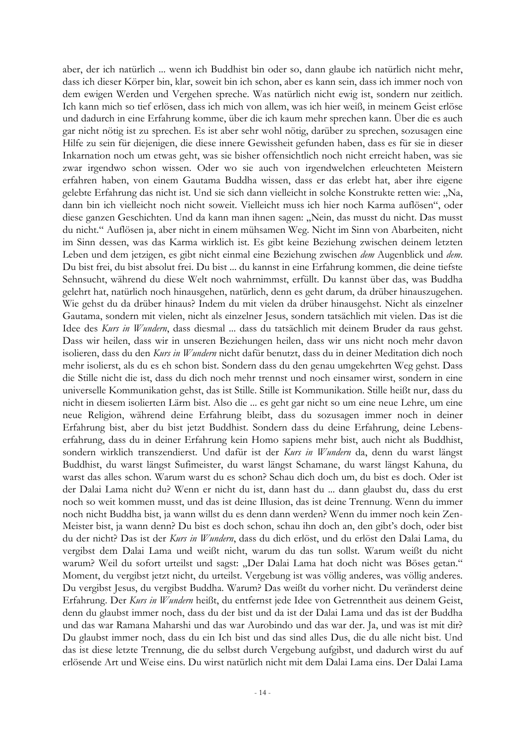aber, der ich natürlich ... wenn ich Buddhist bin oder so, dann glaube ich natürlich nicht mehr, dass ich dieser Körper bin, klar, soweit bin ich schon, aber es kann sein, dass ich immer noch von dem ewigen Werden und Vergehen spreche. Was natürlich nicht ewig ist, sondern nur zeitlich. Ich kann mich so tief erlösen, dass ich mich von allem, was ich hier weiß, in meinem Geist erlöse und dadurch in eine Erfahrung komme, über die ich kaum mehr sprechen kann. Über die es auch gar nicht nötig ist zu sprechen. Es ist aber sehr wohl nötig, darüber zu sprechen, sozusagen eine Hilfe zu sein für diejenigen, die diese innere Gewissheit gefunden haben, dass es für sie in dieser Inkarnation noch um etwas geht, was sie bisher offensichtlich noch nicht erreicht haben, was sie zwar irgendwo schon wissen. Oder wo sie auch von irgendwelchen erleuchteten Meistern erfahren haben, von einem Gautama Buddha wissen, dass er das erlebt hat, aber ihre eigene gelebte Erfahrung das nicht ist. Und sie sich dann vielleicht in solche Konstrukte retten wie: „Na, dann bin ich vielleicht noch nicht soweit. Vielleicht muss ich hier noch Karma auflösen", oder diese ganzen Geschichten. Und da kann man ihnen sagen: „Nein, das musst du nicht. Das musst du nicht." Auflösen ja, aber nicht in einem mühsamen Weg. Nicht im Sinn von Abarbeiten, nicht im Sinn dessen, was das Karma wirklich ist. Es gibt keine Beziehung zwischen deinem letzten Leben und dem jetzigen, es gibt nicht einmal eine Beziehung zwischen *dem* Augenblick und *dem*. Du bist frei, du bist absolut frei. Du bist ... du kannst in eine Erfahrung kommen, die deine tiefste Sehnsucht, während du diese Welt noch wahrnimmst, erfüllt. Du kannst über das, was Buddha gelehrt hat, natürlich noch hinausgehen, natürlich, denn es geht darum, da drüber hinauszugehen. Wie gehst du da drüber hinaus? Indem du mit vielen da drüber hinausgehst. Nicht als einzelner Gautama, sondern mit vielen, nicht als einzelner Jesus, sondern tatsächlich mit vielen. Das ist die Idee des *Kurs in Wundern*, dass diesmal ... dass du tatsächlich mit deinem Bruder da raus gehst. Dass wir heilen, dass wir in unseren Beziehungen heilen, dass wir uns nicht noch mehr davon isolieren, dass du den *Kurs in Wundern* nicht dafür benutzt, dass du in deiner Meditation dich noch mehr isolierst, als du es eh schon bist. Sondern dass du den genau umgekehrten Weg gehst. Dass die Stille nicht die ist, dass du dich noch mehr trennst und noch einsamer wirst, sondern in eine universelle Kommunikation gehst, das ist Stille. Stille ist Kommunikation. Stille heißt nur, dass du nicht in diesem isolierten Lärm bist. Also die ... es geht gar nicht so um eine neue Lehre, um eine neue Religion, während deine Erfahrung bleibt, dass du sozusagen immer noch in deiner Erfahrung bist, aber du bist jetzt Buddhist. Sondern dass du deine Erfahrung, deine Lebenserfahrung, dass du in deiner Erfahrung kein Homo sapiens mehr bist, auch nicht als Buddhist, sondern wirklich transzendierst. Und dafür ist der *Kurs in Wundern* da, denn du warst längst Buddhist, du warst längst Sufimeister, du warst längst Schamane, du warst längst Kahuna, du warst das alles schon. Warum warst du es schon? Schau dich doch um, du bist es doch. Oder ist der Dalai Lama nicht du? Wenn er nicht du ist, dann hast du ... dann glaubst du, dass du erst noch so weit kommen musst, und das ist deine Illusion, das ist deine Trennung. Wenn du immer noch nicht Buddha bist, ja wann willst du es denn dann werden? Wenn du immer noch kein Zen-Meister bist, ja wann denn? Du bist es doch schon, schau ihn doch an, den gibt's doch, oder bist du der nicht? Das ist der *Kurs in Wundern*, dass du dich erlöst, und du erlöst den Dalai Lama, du vergibst dem Dalai Lama und weißt nicht, warum du das tun sollst. Warum weißt du nicht warum? Weil du sofort urteilst und sagst: „Der Dalai Lama hat doch nicht was Böses getan." Moment, du vergibst jetzt nicht, du urteilst. Vergebung ist was völlig anderes, was völlig anderes. Du vergibst Jesus, du vergibst Buddha. Warum? Das weißt du vorher nicht. Du veränderst deine Erfahrung. Der *Kurs in Wundern* heißt, du entfernst jede Idee von Getrenntheit aus deinem Geist, denn du glaubst immer noch, dass du der bist und da ist der Dalai Lama und das ist der Buddha und das war Ramana Maharshi und das war Aurobindo und das war der. Ja, und was ist mit dir? Du glaubst immer noch, dass du ein Ich bist und das sind alles Dus, die du alle nicht bist. Und das ist diese letzte Trennung, die du selbst durch Vergebung aufgibst, und dadurch wirst du auf erlösende Art und Weise eins. Du wirst natürlich nicht mit dem Dalai Lama eins. Der Dalai Lama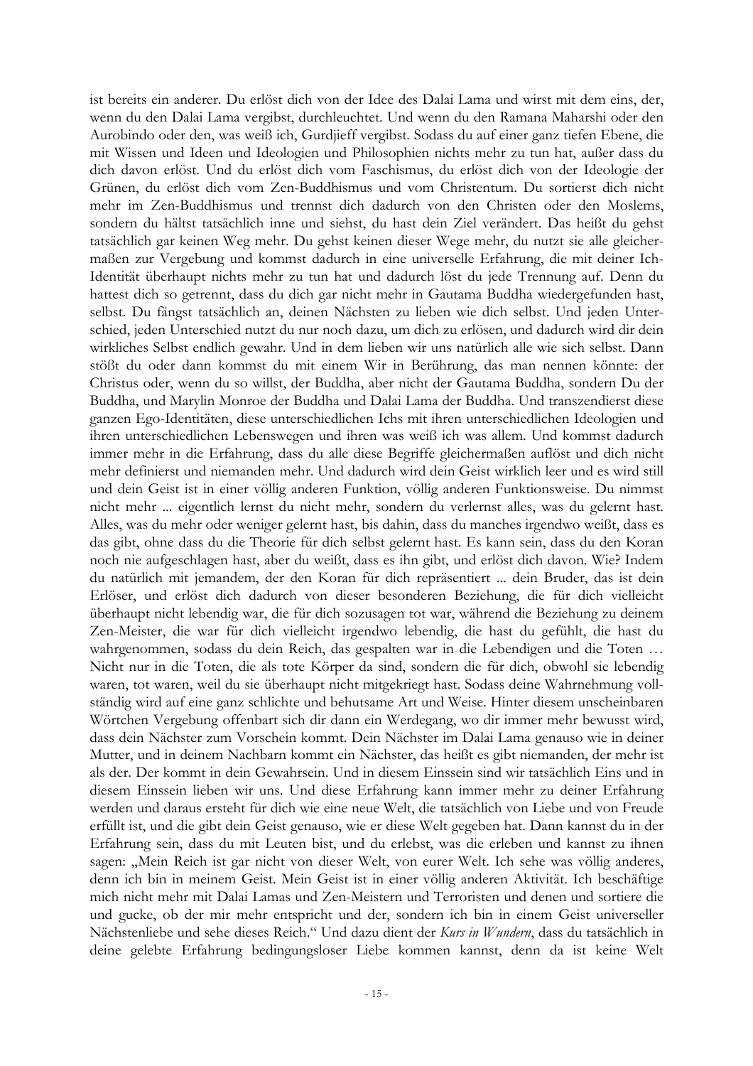ist bereits ein anderer. Du erlöst dich von der Idee des Dalai Lama und wirst mit dem eins, der, wenn du den Dalai Lama vergibst, durchleuchtet. Und wenn du den Ramana Maharshi oder den Aurobindo oder den, was weiß ich, Gurdjieff vergibst. Sodass du auf einer ganz tiefen Ebene, die mit Wissen und Ideen und Ideologien und Philosophien nichts mehr zu tun hat, außer dass du dich davon erlöst. Und du erlöst dich vom Faschismus, du erlöst dich von der Ideologie der Grünen, du erlöst dich vom Zen-Buddhismus und vom Christentum. Du sortierst dich nicht mehr im Zen-Buddhismus und trennst dich dadurch von den Christen oder den Moslems, sondern du hältst tatsächlich inne und siehst, du hast dein Ziel verändert. Das heißt du gehst tatsächlich gar keinen Weg mehr. Du gehst keinen dieser Wege mehr, du nutzt sie alle gleichermaßen zur Vergebung und kommst dadurch in eine universelle Erfahrung, die mit deiner Ich-Identität überhaupt nichts mehr zu tun hat und dadurch löst du jede Trennung auf. Denn du hattest dich so getrennt, dass du dich gar nicht mehr in Gautama Buddha wiedergefunden hast, selbst. Du fängst tatsächlich an, deinen Nächsten zu lieben wie dich selbst. Und jeden Unterschied, jeden Unterschied nutzt du nur noch dazu, um dich zu erlösen, und dadurch wird dir dein wirkliches Selbst endlich gewahr. Und in dem lieben wir uns natürlich alle wie sich selbst. Dann stößt du oder dann kommst du mit einem Wir in Berührung, das man nennen könnte: der Christus oder, wenn du so willst, der Buddha, aber nicht der Gautama Buddha, sondern Du der Buddha, und Marylin Monroe der Buddha und Dalai Lama der Buddha. Und transzendierst diese ganzen Ego-Identitäten, diese unterschiedlichen Ichs mit ihren unterschiedlichen Ideologien und ihren unterschiedlichen Lebenswegen und ihren was weiß ich was allem. Und kommst dadurch immer mehr in die Erfahrung, dass du alle diese Begriffe gleichermaßen auflöst und dich nicht mehr definierst und niemanden mehr. Und dadurch wird dein Geist wirklich leer und es wird still und dein Geist ist in einer völlig anderen Funktion, völlig anderen Funktionsweise. Du nimmst nicht mehr ... eigentlich lernst du nicht mehr, sondern du verlernst alles, was du gelernt hast. Alles, was du mehr oder weniger gelernt hast, bis dahin, dass du manches irgendwo weißt, dass es das gibt, ohne dass du die Theorie für dich selbst gelernt hast. Es kann sein, dass du den Koran noch nie aufgeschlagen hast, aber du weißt, dass es ihn gibt, und erlöst dich davon. Wie? Indem du natürlich mit jemandem, der den Koran für dich repräsentiert ... dein Bruder, das ist dein Erlöser, und erlöst dich dadurch von dieser besonderen Beziehung, die für dich vielleicht überhaupt nicht lebendig war, die für dich sozusagen tot war, während die Beziehung zu deinem Zen-Meister, die war für dich vielleicht irgendwo lebendig, die hast du gefühlt, die hast du wahrgenommen, sodass du dein Reich, das gespalten war in die Lebendigen und die Toten … Nicht nur in die Toten, die als tote Körper da sind, sondern die für dich, obwohl sie lebendig waren, tot waren, weil du sie überhaupt nicht mitgekriegt hast. Sodass deine Wahrnehmung vollständig wird auf eine ganz schlichte und behutsame Art und Weise. Hinter diesem unscheinbaren Wörtchen Vergebung offenbart sich dir dann ein Werdegang, wo dir immer mehr bewusst wird, dass dein Nächster zum Vorschein kommt. Dein Nächster im Dalai Lama genauso wie in deiner Mutter, und in deinem Nachbarn kommt ein Nächster, das heißt es gibt niemanden, der mehr ist als der. Der kommt in dein Gewahrsein. Und in diesem Einssein sind wir tatsächlich Eins und in diesem Einssein lieben wir uns. Und diese Erfahrung kann immer mehr zu deiner Erfahrung werden und daraus ersteht für dich wie eine neue Welt, die tatsächlich von Liebe und von Freude erfüllt ist, und die gibt dein Geist genauso, wie er diese Welt gegeben hat. Dann kannst du in der Erfahrung sein, dass du mit Leuten bist, und du erlebst, was die erleben und kannst zu ihnen sagen: „Mein Reich ist gar nicht von dieser Welt, von eurer Welt. Ich sehe was völlig anderes, denn ich bin in meinem Geist. Mein Geist ist in einer völlig anderen Aktivität. Ich beschäftige mich nicht mehr mit Dalai Lamas und Zen-Meistern und Terroristen und denen und sortiere die und gucke, ob der mir mehr entspricht und der, sondern ich bin in einem Geist universeller Nächstenliebe und sehe dieses Reich." Und dazu dient der *Kurs in Wundern*, dass du tatsächlich in deine gelebte Erfahrung bedingungsloser Liebe kommen kannst, denn da ist keine Welt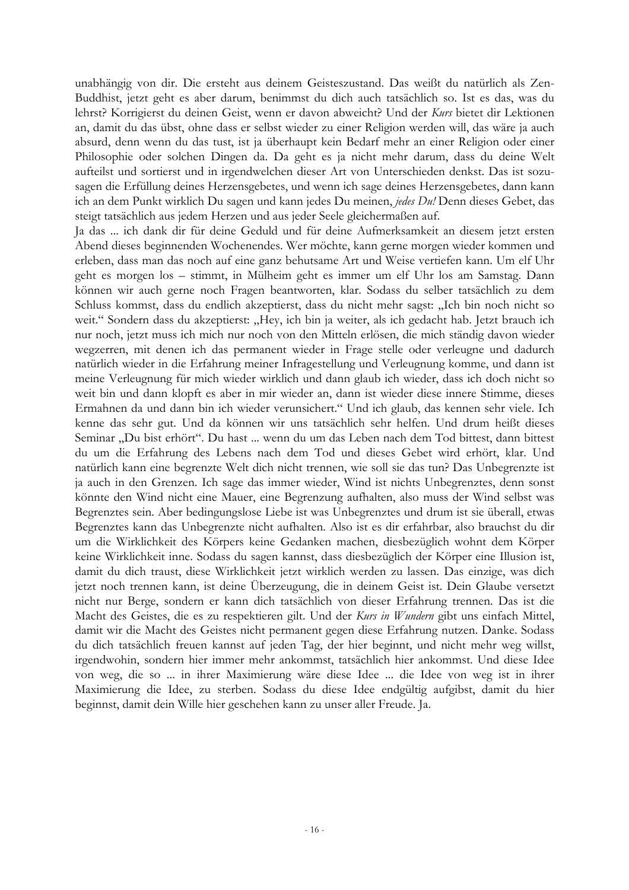unabhängig von dir. Die ersteht aus deinem Geisteszustand. Das weißt du natürlich als Zen-Buddhist, jetzt geht es aber darum, benimmst du dich auch tatsächlich so. Ist es das, was du lehrst? Korrigierst du deinen Geist, wenn er davon abweicht? Und der *Kurs* bietet dir Lektionen an, damit du das übst, ohne dass er selbst wieder zu einer Religion werden will, das wäre ja auch absurd, denn wenn du das tust, ist ja überhaupt kein Bedarf mehr an einer Religion oder einer Philosophie oder solchen Dingen da. Da geht es ja nicht mehr darum, dass du deine Welt aufteilst und sortierst und in irgendwelchen dieser Art von Unterschieden denkst. Das ist sozusagen die Erfüllung deines Herzensgebetes, und wenn ich sage deines Herzensgebetes, dann kann ich an dem Punkt wirklich Du sagen und kann jedes Du meinen, *jedes Du!* Denn dieses Gebet, das steigt tatsächlich aus jedem Herzen und aus jeder Seele gleichermaßen auf.

Ja das ... ich dank dir für deine Geduld und für deine Aufmerksamkeit an diesem jetzt ersten Abend dieses beginnenden Wochenendes. Wer möchte, kann gerne morgen wieder kommen und erleben, dass man das noch auf eine ganz behutsame Art und Weise vertiefen kann. Um elf Uhr geht es morgen los – stimmt, in Mülheim geht es immer um elf Uhr los am Samstag. Dann können wir auch gerne noch Fragen beantworten, klar. Sodass du selber tatsächlich zu dem Schluss kommst, dass du endlich akzeptierst, dass du nicht mehr sagst: „Ich bin noch nicht so weit." Sondern dass du akzeptierst: „Hey, ich bin ja weiter, als ich gedacht hab. Jetzt brauch ich nur noch, jetzt muss ich mich nur noch von den Mitteln erlösen, die mich ständig davon wieder wegzerren, mit denen ich das permanent wieder in Frage stelle oder verleugne und dadurch natürlich wieder in die Erfahrung meiner Infragestellung und Verleugnung komme, und dann ist meine Verleugnung für mich wieder wirklich und dann glaub ich wieder, dass ich doch nicht so weit bin und dann klopft es aber in mir wieder an, dann ist wieder diese innere Stimme, dieses Ermahnen da und dann bin ich wieder verunsichert." Und ich glaub, das kennen sehr viele. Ich kenne das sehr gut. Und da können wir uns tatsächlich sehr helfen. Und drum heißt dieses Seminar „Du bist erhört". Du hast ... wenn du um das Leben nach dem Tod bittest, dann bittest du um die Erfahrung des Lebens nach dem Tod und dieses Gebet wird erhört, klar. Und natürlich kann eine begrenzte Welt dich nicht trennen, wie soll sie das tun? Das Unbegrenzte ist ja auch in den Grenzen. Ich sage das immer wieder, Wind ist nichts Unbegrenztes, denn sonst könnte den Wind nicht eine Mauer, eine Begrenzung aufhalten, also muss der Wind selbst was Begrenztes sein. Aber bedingungslose Liebe ist was Unbegrenztes und drum ist sie überall, etwas Begrenztes kann das Unbegrenzte nicht aufhalten. Also ist es dir erfahrbar, also brauchst du dir um die Wirklichkeit des Körpers keine Gedanken machen, diesbezüglich wohnt dem Körper keine Wirklichkeit inne. Sodass du sagen kannst, dass diesbezüglich der Körper eine Illusion ist, damit du dich traust, diese Wirklichkeit jetzt wirklich werden zu lassen. Das einzige, was dich jetzt noch trennen kann, ist deine Überzeugung, die in deinem Geist ist. Dein Glaube versetzt nicht nur Berge, sondern er kann dich tatsächlich von dieser Erfahrung trennen. Das ist die Macht des Geistes, die es zu respektieren gilt. Und der *Kurs in Wundern* gibt uns einfach Mittel, damit wir die Macht des Geistes nicht permanent gegen diese Erfahrung nutzen. Danke. Sodass du dich tatsächlich freuen kannst auf jeden Tag, der hier beginnt, und nicht mehr weg willst, irgendwohin, sondern hier immer mehr ankommst, tatsächlich hier ankommst. Und diese Idee von weg, die so ... in ihrer Maximierung wäre diese Idee ... die Idee von weg ist in ihrer Maximierung die Idee, zu sterben. Sodass du diese Idee endgültig aufgibst, damit du hier beginnst, damit dein Wille hier geschehen kann zu unser aller Freude. Ja.